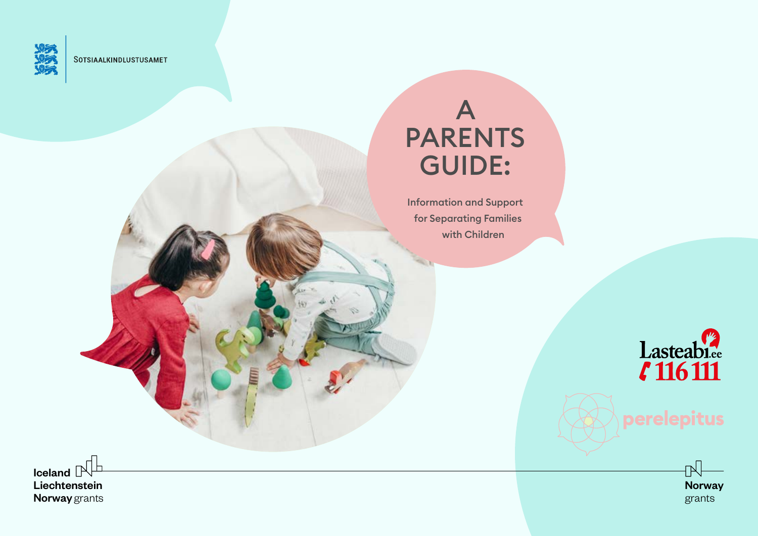Sotsiaalkindlustusamet

# A PARENTS GUIDE:

Information and Support for Separating Families with Children

Lasteabi.ee 116 111

perelepitus

Iceland Liechtenstein Norway grants

Norway grants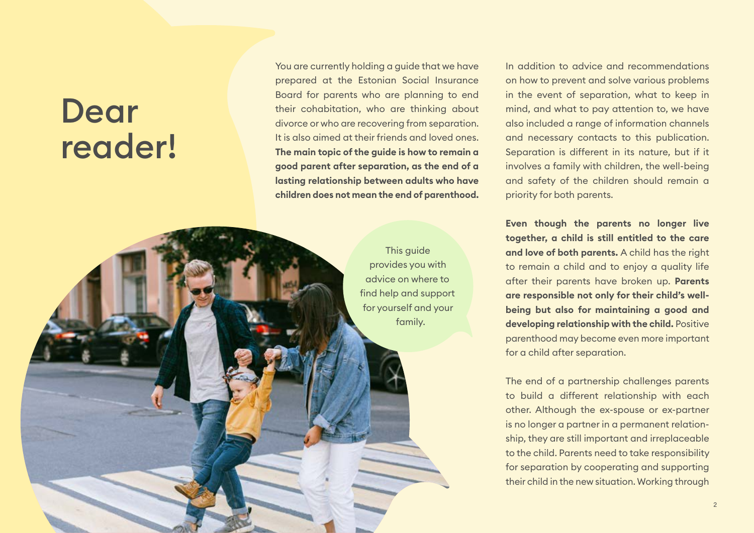# Dear reader!

You are currently holding a guide that we have prepared at the Estonian Social Insurance Board for parents who are planning to end their cohabitation, who are thinking about divorce or who are recovering from separation. It is also aimed at their friends and loved ones. **The main topic of the guide is how to remain a good parent after separation, as the end of a lasting relationship between adults who have children does not mean the end of parenthood.**

This guide provides you with advice on where to find help and support for yourself and your family.

In addition to advice and recommendations on how to prevent and solve various problems in the event of separation, what to keep in mind, and what to pay attention to, we have also included a range of information channels and necessary contacts to this publication. Separation is different in its nature, but if it involves a family with children, the well-being and safety of the children should remain a priority for both parents.

**Even though the parents no longer live together, a child is still entitled to the care and love of both parents.** A child has the right to remain a child and to enjoy a quality life after their parents have broken up. **Parents are responsible not only for their child's well-being but also for maintaining a good and developing relationship with the child.** Positive parenthood may become even more important for a child after separation.

The end of a partnership challenges parents to build a different relationship with each other. Although the ex-spouse or ex-partner is no longer a partner in a permanent relationship, they are still important and irreplaceable to the child. Parents need to take responsibility for separation by cooperating and supporting their child in the new situation. Working through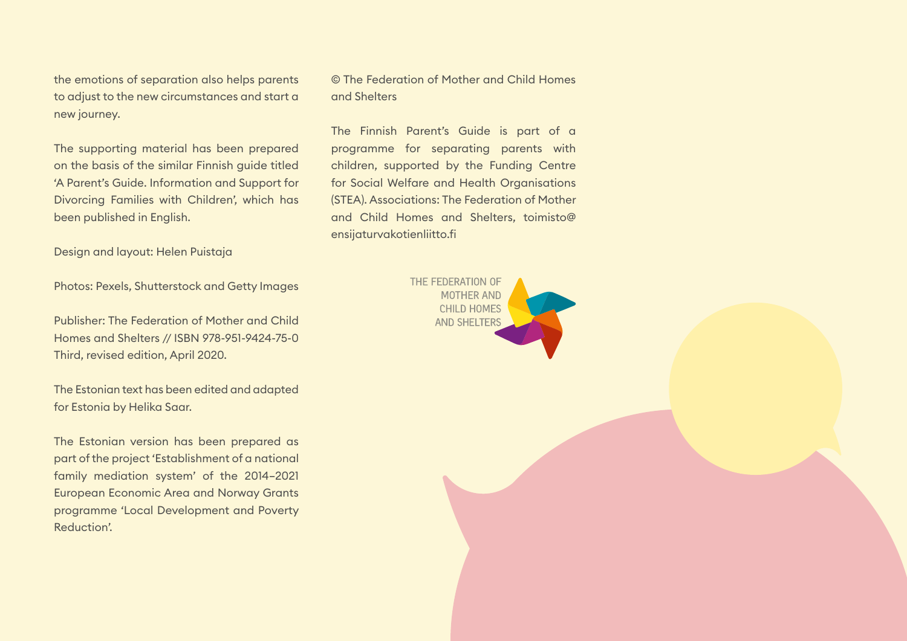the emotions of separation also helps parents to adjust to the new circumstances and start a new journey.

The supporting material has been prepared on the basis of the similar Finnish guide titled 'A Parent's Guide. Information and Support for Divorcing Families with Children', which has been published in English.

Design and layout: Helen Puistaja

Photos: Pexels, Shutterstock and Getty Images

Publisher: The Federation of Mother and Child Homes and Shelters // ISBN 978-951-9424-75-0 Third, revised edition, April 2020.

The Estonian text has been edited and adapted for Estonia by Helika Saar.

The Estonian version has been prepared as part of the project 'Establishment of a national family mediation system' of the 2014–2021 European Economic Area and Norway Grants programme 'Local Development and Poverty Reduction'.

© The Federation of Mother and Child Homes and Shelters

The Finnish Parent's Guide is part of a programme for separating parents with children, supported by the Funding Centre for Social Welfare and Health Organisations (STEA). Associations: The Federation of Mother and Child Homes and Shelters, toimisto@ensijaturvakotienliitto.fi

THE FEDERATION OF MOTHER AND CHILD HOMES AND SHELTERS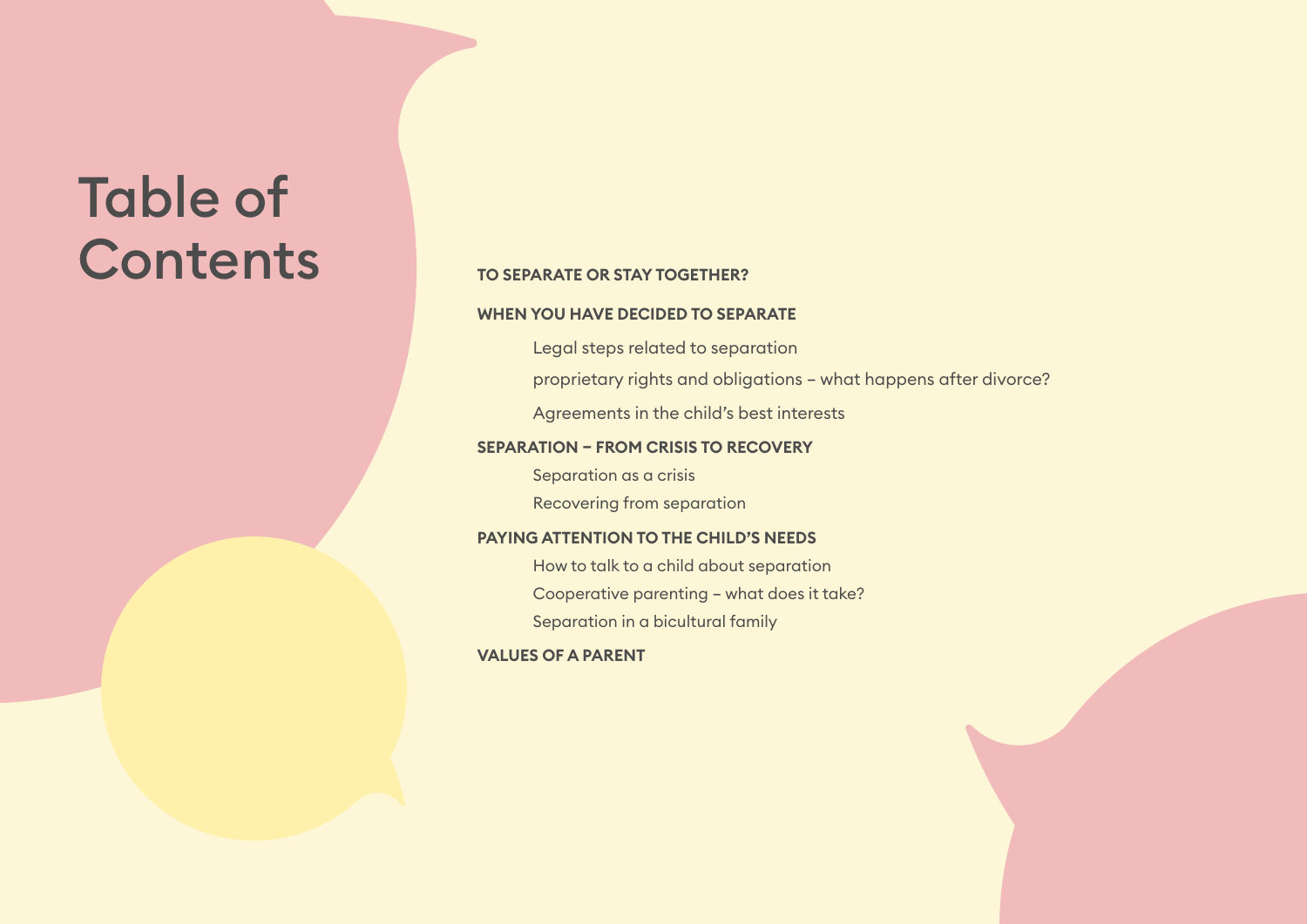# Table of Contents

**TO SEPARATE OR STAY TOGETHER?**

**WHEN YOU HAVE DECIDED TO SEPARATE**

- Legal steps related to separation
- proprietary rights and obligations – what happens after divorce?
- Agreements in the child's best interests

**SEPARATION – FROM CRISIS TO RECOVERY**

- Separation as a crisis
- Recovering from separation

**PAYING ATTENTION TO THE CHILD'S NEEDS**

- How to talk to a child about separation
- Cooperative parenting – what does it take?
- Separation in a bicultural family

**VALUES OF A PARENT**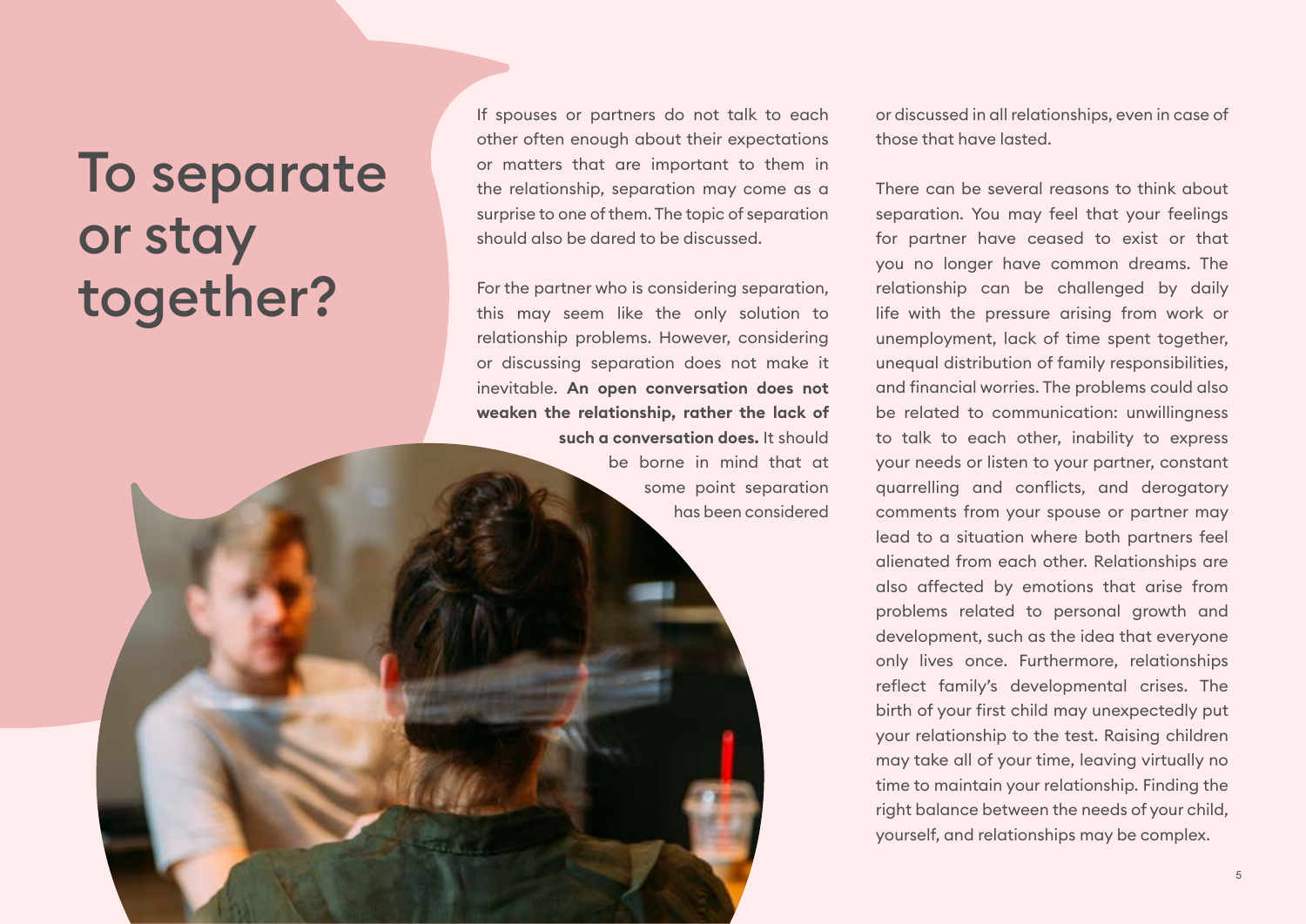# To separate or stay together?

If spouses or partners do not talk to each other often enough about their expectations or matters that are important to them in the relationship, separation may come as a surprise to one of them. The topic of separation should also be dared to be discussed.

For the partner who is considering separation, this may seem like the only solution to relationship problems. However, considering or discussing separation does not make it inevitable. **An open conversation does not weaken the relationship, rather the lack of such a conversation does.** It should be borne in mind that at some point separation has been considered or discussed in all relationships, even in case of those that have lasted.

There can be several reasons to think about separation. You may feel that your feelings for partner have ceased to exist or that you no longer have common dreams. The relationship can be challenged by daily life with the pressure arising from work or unemployment, lack of time spent together, unequal distribution of family responsibilities, and financial worries. The problems could also be related to communication: unwillingness to talk to each other, inability to express your needs or listen to your partner, constant quarrelling and conflicts, and derogatory comments from your spouse or partner may lead to a situation where both partners feel alienated from each other. Relationships are also affected by emotions that arise from problems related to personal growth and development, such as the idea that everyone only lives once. Furthermore, relationships reflect family's developmental crises. The birth of your first child may unexpectedly put your relationship to the test. Raising children may take all of your time, leaving virtually no time to maintain your relationship. Finding the right balance between the needs of your child, yourself, and relationships may be complex.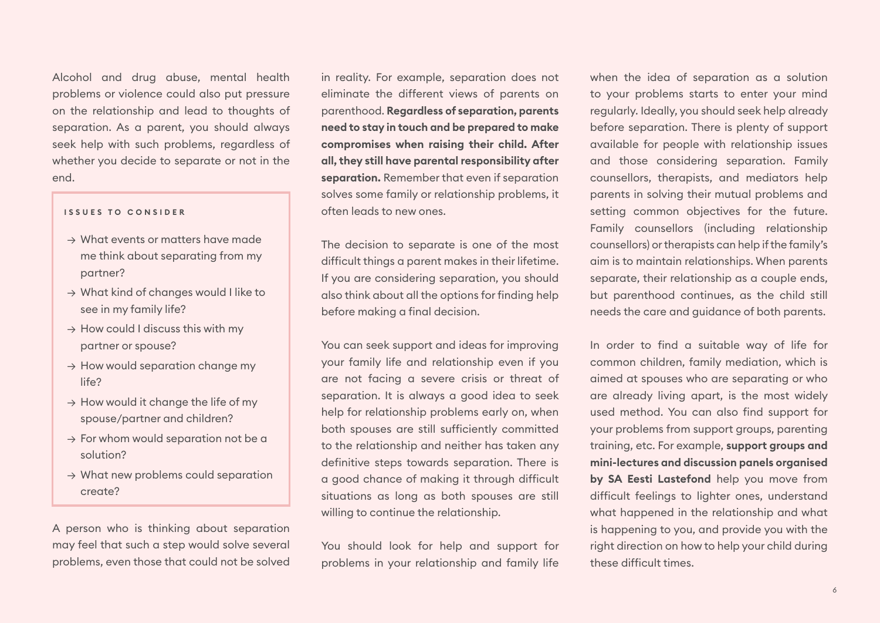Alcohol and drug abuse, mental health problems or violence could also put pressure on the relationship and lead to thoughts of separation. As a parent, you should always seek help with such problems, regardless of whether you decide to separate or not in the end.

> **ISSUES TO CONSIDER**
>
> → What events or matters have made me think about separating from my partner?
>
> → What kind of changes would I like to see in my family life?
>
> → How could I discuss this with my partner or spouse?
>
> → How would separation change my life?
>
> → How would it change the life of my spouse/partner and children?
>
> → For whom would separation not be a solution?
>
> → What new problems could separation create?

A person who is thinking about separation may feel that such a step would solve several problems, even those that could not be solved in reality. For example, separation does not eliminate the different views of parents on parenthood. **Regardless of separation, parents need to stay in touch and be prepared to make compromises when raising their child. After all, they still have parental responsibility after separation.** Remember that even if separation solves some family or relationship problems, it often leads to new ones.

The decision to separate is one of the most difficult things a parent makes in their lifetime. If you are considering separation, you should also think about all the options for finding help before making a final decision.

You can seek support and ideas for improving your family life and relationship even if you are not facing a severe crisis or threat of separation. It is always a good idea to seek help for relationship problems early on, when both spouses are still sufficiently committed to the relationship and neither has taken any definitive steps towards separation. There is a good chance of making it through difficult situations as long as both spouses are still willing to continue the relationship.

You should look for help and support for problems in your relationship and family life when the idea of separation as a solution to your problems starts to enter your mind regularly. Ideally, you should seek help already before separation. There is plenty of support available for people with relationship issues and those considering separation. Family counsellors, therapists, and mediators help parents in solving their mutual problems and setting common objectives for the future. Family counsellors (including relationship counsellors) or therapists can help if the family's aim is to maintain relationships. When parents separate, their relationship as a couple ends, but parenthood continues, as the child still needs the care and guidance of both parents.

In order to find a suitable way of life for common children, family mediation, which is aimed at spouses who are separating or who are already living apart, is the most widely used method. You can also find support for your problems from support groups, parenting training, etc. For example, **support groups and mini-lectures and discussion panels organised by SA Eesti Lastefond** help you move from difficult feelings to lighter ones, understand what happened in the relationship and what is happening to you, and provide you with the right direction on how to help your child during these difficult times.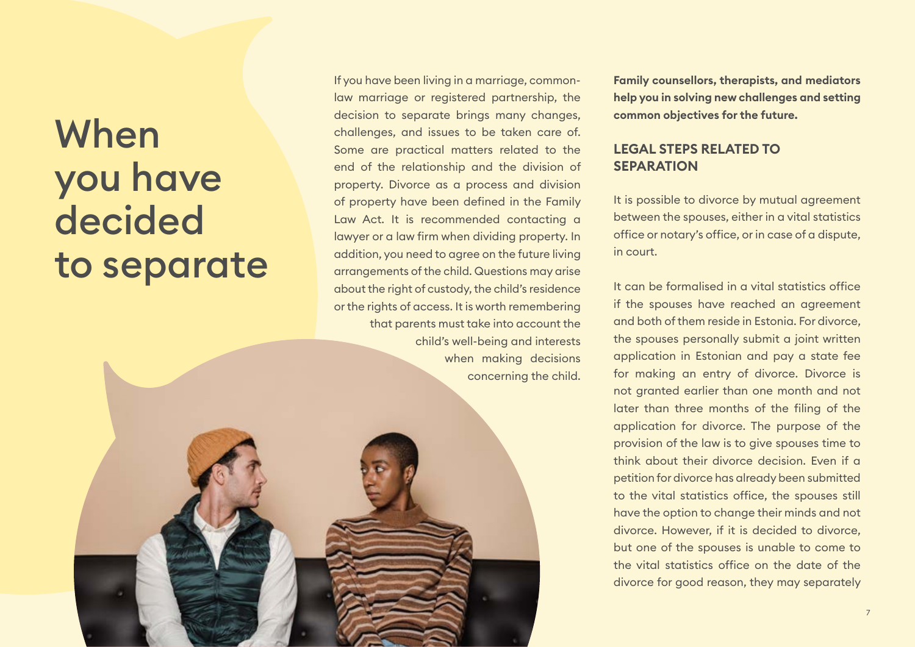# When you have decided to separate

If you have been living in a marriage, common-law marriage or registered partnership, the decision to separate brings many changes, challenges, and issues to be taken care of. Some are practical matters related to the end of the relationship and the division of property. Divorce as a process and division of property have been defined in the Family Law Act. It is recommended contacting a lawyer or a law firm when dividing property. In addition, you need to agree on the future living arrangements of the child. Questions may arise about the right of custody, the child's residence or the rights of access. It is worth remembering that parents must take into account the child's well-being and interests when making decisions concerning the child.

**Family counsellors, therapists, and mediators help you in solving new challenges and setting common objectives for the future.**

## LEGAL STEPS RELATED TO SEPARATION

It is possible to divorce by mutual agreement between the spouses, either in a vital statistics office or notary's office, or in case of a dispute, in court.

It can be formalised in a vital statistics office if the spouses have reached an agreement and both of them reside in Estonia. For divorce, the spouses personally submit a joint written application in Estonian and pay a state fee for making an entry of divorce. Divorce is not granted earlier than one month and not later than three months of the filing of the application for divorce. The purpose of the provision of the law is to give spouses time to think about their divorce decision. Even if a petition for divorce has already been submitted to the vital statistics office, the spouses still have the option to change their minds and not divorce. However, if it is decided to divorce, but one of the spouses is unable to come to the vital statistics office on the date of the divorce for good reason, they may separately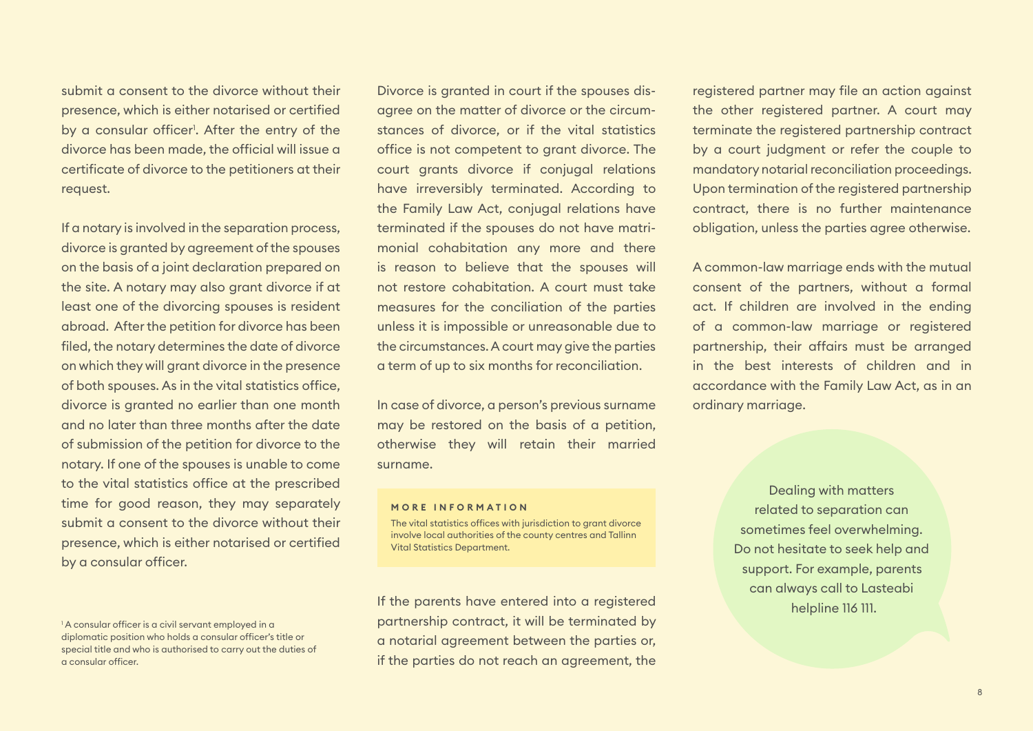submit a consent to the divorce without their presence, which is either notarised or certified by a consular officer[1]. After the entry of the divorce has been made, the official will issue a certificate of divorce to the petitioners at their request.

If a notary is involved in the separation process, divorce is granted by agreement of the spouses on the basis of a joint declaration prepared on the site. A notary may also grant divorce if at least one of the divorcing spouses is resident abroad. After the petition for divorce has been filed, the notary determines the date of divorce on which they will grant divorce in the presence of both spouses. As in the vital statistics office, divorce is granted no earlier than one month and no later than three months after the date of submission of the petition for divorce to the notary. If one of the spouses is unable to come to the vital statistics office at the prescribed time for good reason, they may separately submit a consent to the divorce without their presence, which is either notarised or certified by a consular officer.

[1] A consular officer is a civil servant employed in a diplomatic position who holds a consular officer's title or special title and who is authorised to carry out the duties of a consular officer.

Divorce is granted in court if the spouses disagree on the matter of divorce or the circumstances of divorce, or if the vital statistics office is not competent to grant divorce. The court grants divorce if conjugal relations have irreversibly terminated. According to the Family Law Act, conjugal relations have terminated if the spouses do not have matrimonial cohabitation any more and there is reason to believe that the spouses will not restore cohabitation. A court must take measures for the conciliation of the parties unless it is impossible or unreasonable due to the circumstances. A court may give the parties a term of up to six months for reconciliation.

In case of divorce, a person's previous surname may be restored on the basis of a petition, otherwise they will retain their married surname.

**MORE INFORMATION**

The vital statistics offices with jurisdiction to grant divorce involve local authorities of the county centres and Tallinn Vital Statistics Department.

If the parents have entered into a registered partnership contract, it will be terminated by a notarial agreement between the parties or, if the parties do not reach an agreement, the registered partner may file an action against the other registered partner. A court may terminate the registered partnership contract by a court judgment or refer the couple to mandatory notarial reconciliation proceedings. Upon termination of the registered partnership contract, there is no further maintenance obligation, unless the parties agree otherwise.

A common-law marriage ends with the mutual consent of the partners, without a formal act. If children are involved in the ending of a common-law marriage or registered partnership, their affairs must be arranged in the best interests of children and in accordance with the Family Law Act, as in an ordinary marriage.

Dealing with matters related to separation can sometimes feel overwhelming. Do not hesitate to seek help and support. For example, parents can always call to Lasteabi helpline 116 111.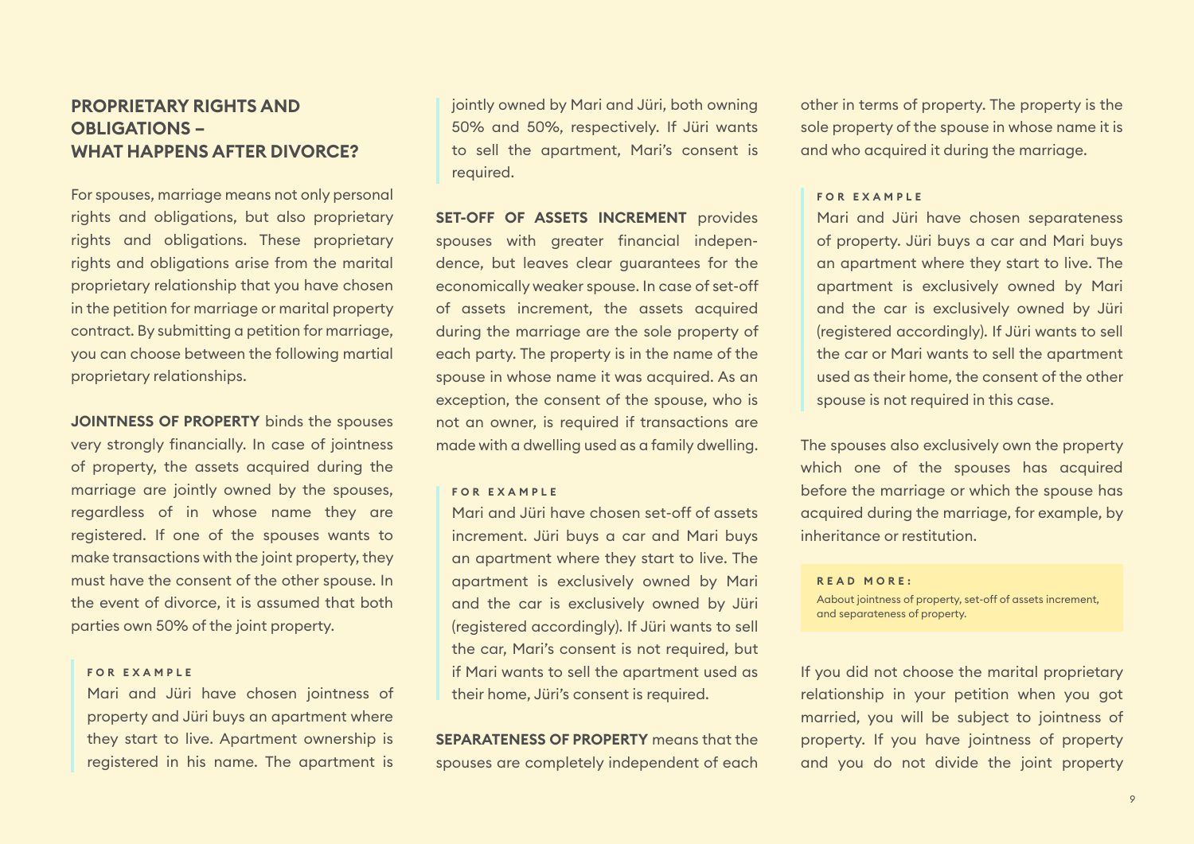## PROPRIETARY RIGHTS AND OBLIGATIONS – WHAT HAPPENS AFTER DIVORCE?

For spouses, marriage means not only personal rights and obligations, but also proprietary rights and obligations. These proprietary rights and obligations arise from the marital proprietary relationship that you have chosen in the petition for marriage or marital property contract. By submitting a petition for marriage, you can choose between the following martial proprietary relationships.

**JOINTNESS OF PROPERTY** binds the spouses very strongly financially. In case of jointness of property, the assets acquired during the marriage are jointly owned by the spouses, regardless of in whose name they are registered. If one of the spouses wants to make transactions with the joint property, they must have the consent of the other spouse. In the event of divorce, it is assumed that both parties own 50% of the joint property.

> **FOR EXAMPLE**
> Mari and Jüri have chosen jointness of property and Jüri buys an apartment where they start to live. Apartment ownership is registered in his name. The apartment is jointly owned by Mari and Jüri, both owning 50% and 50%, respectively. If Jüri wants to sell the apartment, Mari's consent is required.

**SET-OFF OF ASSETS INCREMENT** provides spouses with greater financial independence, but leaves clear guarantees for the economically weaker spouse. In case of set-off of assets increment, the assets acquired during the marriage are the sole property of each party. The property is in the name of the spouse in whose name it was acquired. As an exception, the consent of the spouse, who is not an owner, is required if transactions are made with a dwelling used as a family dwelling.

> **FOR EXAMPLE**
> Mari and Jüri have chosen set-off of assets increment. Jüri buys a car and Mari buys an apartment where they start to live. The apartment is exclusively owned by Mari and the car is exclusively owned by Jüri (registered accordingly). If Jüri wants to sell the car, Mari's consent is not required, but if Mari wants to sell the apartment used as their home, Jüri's consent is required.

**SEPARATENESS OF PROPERTY** means that the spouses are completely independent of each other in terms of property. The property is the sole property of the spouse in whose name it is and who acquired it during the marriage.

> **FOR EXAMPLE**
> Mari and Jüri have chosen separateness of property. Jüri buys a car and Mari buys an apartment where they start to live. The apartment is exclusively owned by Mari and the car is exclusively owned by Jüri (registered accordingly). If Jüri wants to sell the car or Mari wants to sell the apartment used as their home, the consent of the other spouse is not required in this case.

The spouses also exclusively own the property which one of the spouses has acquired before the marriage or which the spouse has acquired during the marriage, for example, by inheritance or restitution.

> **READ MORE:**
> Aabout jointness of property, set-off of assets increment, and separateness of property.

If you did not choose the marital proprietary relationship in your petition when you got married, you will be subject to jointness of property. If you have jointness of property and you do not divide the joint property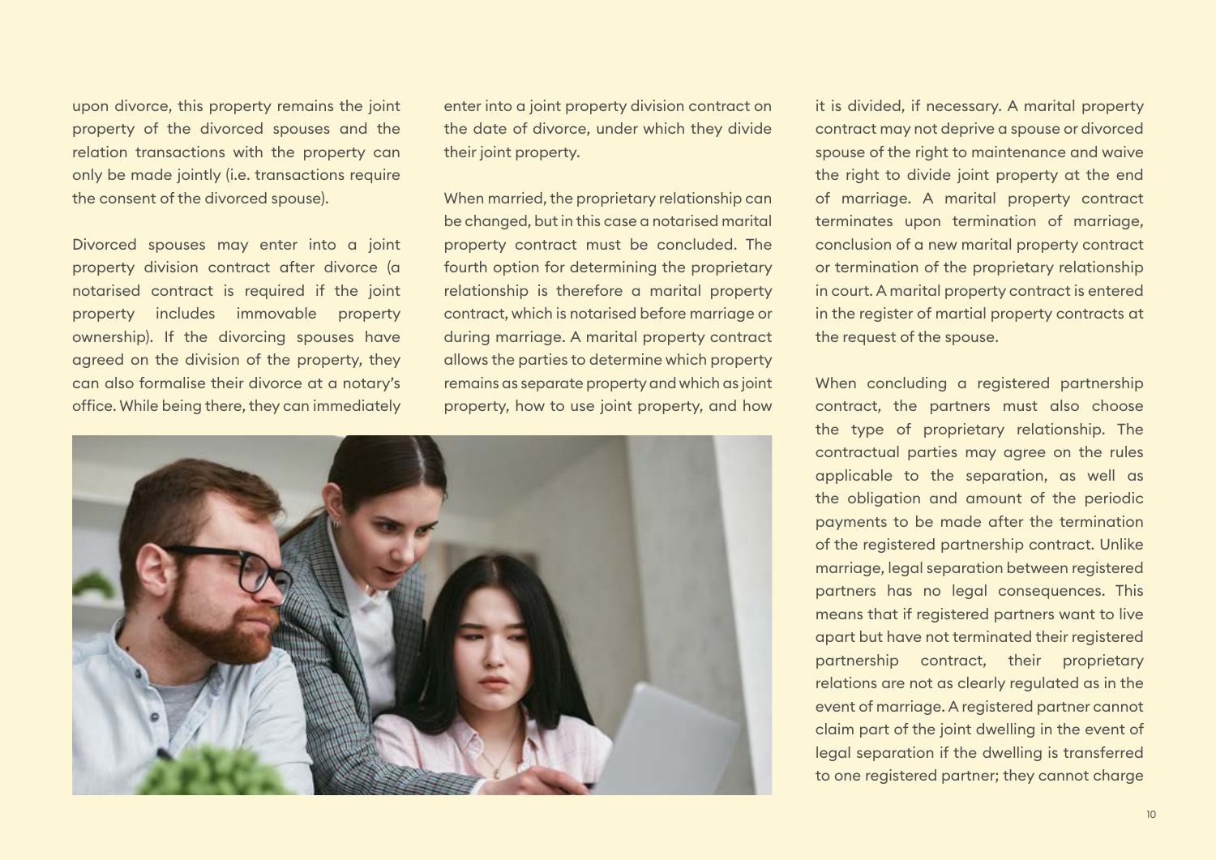upon divorce, this property remains the joint property of the divorced spouses and the relation transactions with the property can only be made jointly (i.e. transactions require the consent of the divorced spouse).

Divorced spouses may enter into a joint property division contract after divorce (a notarised contract is required if the joint property includes immovable property ownership). If the divorcing spouses have agreed on the division of the property, they can also formalise their divorce at a notary's office. While being there, they can immediately enter into a joint property division contract on the date of divorce, under which they divide their joint property.

When married, the proprietary relationship can be changed, but in this case a notarised marital property contract must be concluded. The fourth option for determining the proprietary relationship is therefore a marital property contract, which is notarised before marriage or during marriage. A marital property contract allows the parties to determine which property remains as separate property and which as joint property, how to use joint property, and how it is divided, if necessary. A marital property contract may not deprive a spouse or divorced spouse of the right to maintenance and waive the right to divide joint property at the end of marriage. A marital property contract terminates upon termination of marriage, conclusion of a new marital property contract or termination of the proprietary relationship in court. A marital property contract is entered in the register of martial property contracts at the request of the spouse.

When concluding a registered partnership contract, the partners must also choose the type of proprietary relationship. The contractual parties may agree on the rules applicable to the separation, as well as the obligation and amount of the periodic payments to be made after the termination of the registered partnership contract. Unlike marriage, legal separation between registered partners has no legal consequences. This means that if registered partners want to live apart but have not terminated their registered partnership contract, their proprietary relations are not as clearly regulated as in the event of marriage. A registered partner cannot claim part of the joint dwelling in the event of legal separation if the dwelling is transferred to one registered partner; they cannot charge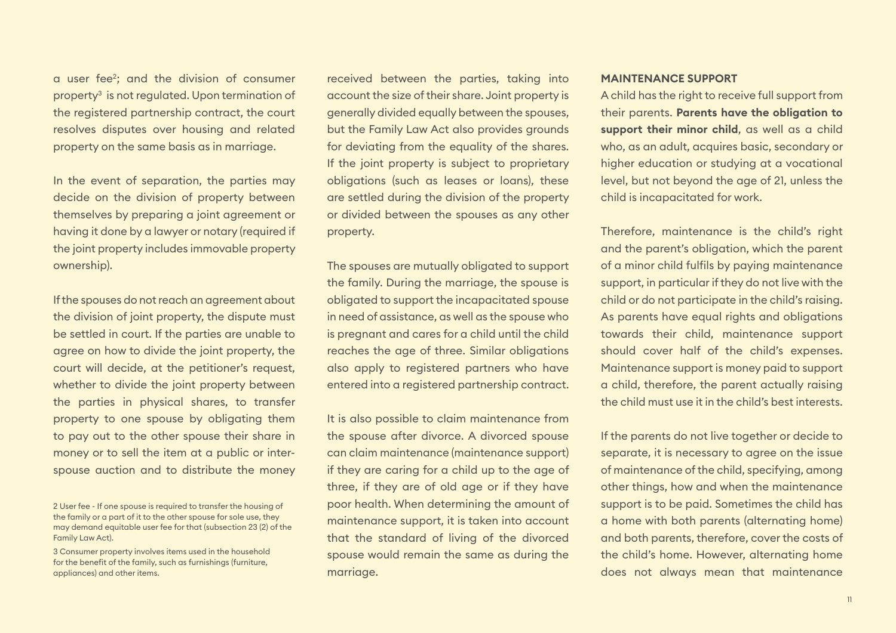a user fee[2]; and the division of consumer property[3] is not regulated. Upon termination of the registered partnership contract, the court resolves disputes over housing and related property on the same basis as in marriage.

In the event of separation, the parties may decide on the division of property between themselves by preparing a joint agreement or having it done by a lawyer or notary (required if the joint property includes immovable property ownership).

If the spouses do not reach an agreement about the division of joint property, the dispute must be settled in court. If the parties are unable to agree on how to divide the joint property, the court will decide, at the petitioner's request, whether to divide the joint property between the parties in physical shares, to transfer property to one spouse by obligating them to pay out to the other spouse their share in money or to sell the item at a public or inter-spouse auction and to distribute the money received between the parties, taking into account the size of their share. Joint property is generally divided equally between the spouses, but the Family Law Act also provides grounds for deviating from the equality of the shares. If the joint property is subject to proprietary obligations (such as leases or loans), these are settled during the division of the property or divided between the spouses as any other property.

The spouses are mutually obligated to support the family. During the marriage, the spouse is obligated to support the incapacitated spouse in need of assistance, as well as the spouse who is pregnant and cares for a child until the child reaches the age of three. Similar obligations also apply to registered partners who have entered into a registered partnership contract.

It is also possible to claim maintenance from the spouse after divorce. A divorced spouse can claim maintenance (maintenance support) if they are caring for a child up to the age of three, if they are of old age or if they have poor health. When determining the amount of maintenance support, it is taken into account that the standard of living of the divorced spouse would remain the same as during the marriage.

**MAINTENANCE SUPPORT**

A child has the right to receive full support from their parents. **Parents have the obligation to support their minor child**, as well as a child who, as an adult, acquires basic, secondary or higher education or studying at a vocational level, but not beyond the age of 21, unless the child is incapacitated for work.

Therefore, maintenance is the child's right and the parent's obligation, which the parent of a minor child fulfils by paying maintenance support, in particular if they do not live with the child or do not participate in the child's raising. As parents have equal rights and obligations towards their child, maintenance support should cover half of the child's expenses. Maintenance support is money paid to support a child, therefore, the parent actually raising the child must use it in the child's best interests.

If the parents do not live together or decide to separate, it is necessary to agree on the issue of maintenance of the child, specifying, among other things, how and when the maintenance support is to be paid. Sometimes the child has a home with both parents (alternating home) and both parents, therefore, cover the costs of the child's home. However, alternating home does not always mean that maintenance

---

2 User fee - If one spouse is required to transfer the housing of the family or a part of it to the other spouse for sole use, they may demand equitable user fee for that (subsection 23 (2) of the Family Law Act).

3 Consumer property involves items used in the household for the benefit of the family, such as furnishings (furniture, appliances) and other items.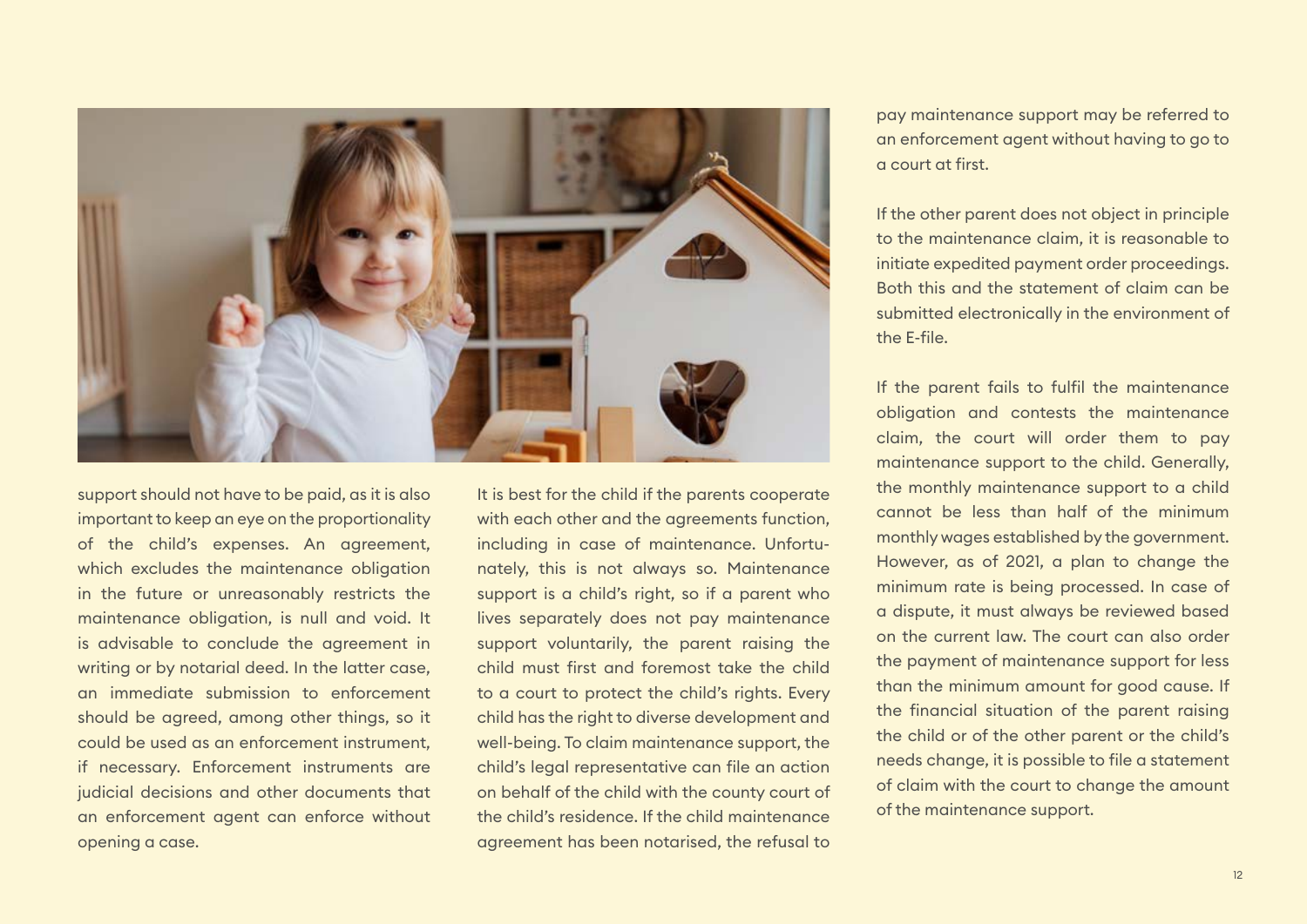support should not have to be paid, as it is also important to keep an eye on the proportionality of the child's expenses. An agreement, which excludes the maintenance obligation in the future or unreasonably restricts the maintenance obligation, is null and void. It is advisable to conclude the agreement in writing or by notarial deed. In the latter case, an immediate submission to enforcement should be agreed, among other things, so it could be used as an enforcement instrument, if necessary. Enforcement instruments are judicial decisions and other documents that an enforcement agent can enforce without opening a case.

It is best for the child if the parents cooperate with each other and the agreements function, including in case of maintenance. Unfortunately, this is not always so. Maintenance support is a child's right, so if a parent who lives separately does not pay maintenance support voluntarily, the parent raising the child must first and foremost take the child to a court to protect the child's rights. Every child has the right to diverse development and well-being. To claim maintenance support, the child's legal representative can file an action on behalf of the child with the county court of the child's residence. If the child maintenance agreement has been notarised, the refusal to pay maintenance support may be referred to an enforcement agent without having to go to a court at first.

If the other parent does not object in principle to the maintenance claim, it is reasonable to initiate expedited payment order proceedings. Both this and the statement of claim can be submitted electronically in the environment of the E-file.

If the parent fails to fulfil the maintenance obligation and contests the maintenance claim, the court will order them to pay maintenance support to the child. Generally, the monthly maintenance support to a child cannot be less than half of the minimum monthly wages established by the government. However, as of 2021, a plan to change the minimum rate is being processed. In case of a dispute, it must always be reviewed based on the current law. The court can also order the payment of maintenance support for less than the minimum amount for good cause. If the financial situation of the parent raising the child or of the other parent or the child's needs change, it is possible to file a statement of claim with the court to change the amount of the maintenance support.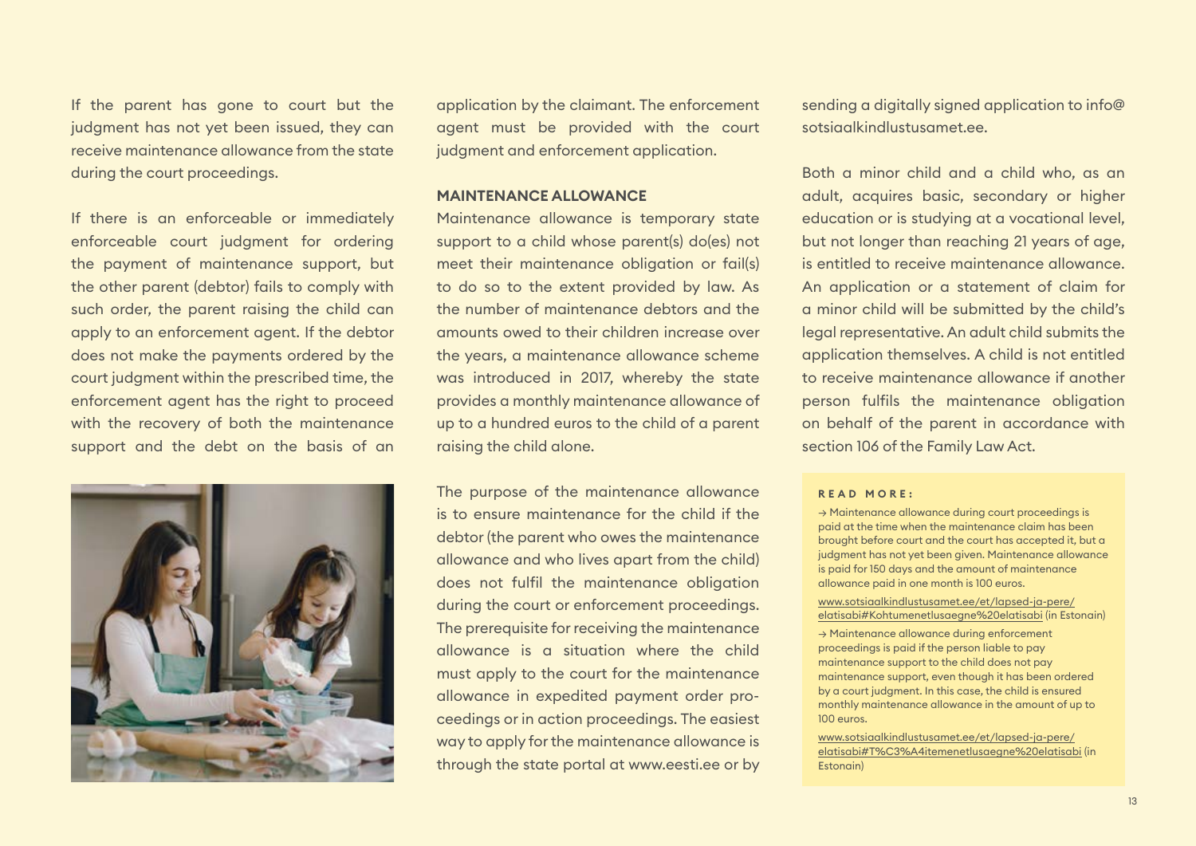If the parent has gone to court but the judgment has not yet been issued, they can receive maintenance allowance from the state during the court proceedings.

If there is an enforceable or immediately enforceable court judgment for ordering the payment of maintenance support, but the other parent (debtor) fails to comply with such order, the parent raising the child can apply to an enforcement agent. If the debtor does not make the payments ordered by the court judgment within the prescribed time, the enforcement agent has the right to proceed with the recovery of both the maintenance support and the debt on the basis of an application by the claimant. The enforcement agent must be provided with the court judgment and enforcement application.

**MAINTENANCE ALLOWANCE**

Maintenance allowance is temporary state support to a child whose parent(s) do(es) not meet their maintenance obligation or fail(s) to do so to the extent provided by law. As the number of maintenance debtors and the amounts owed to their children increase over the years, a maintenance allowance scheme was introduced in 2017, whereby the state provides a monthly maintenance allowance of up to a hundred euros to the child of a parent raising the child alone.

The purpose of the maintenance allowance is to ensure maintenance for the child if the debtor (the parent who owes the maintenance allowance and who lives apart from the child) does not fulfil the maintenance obligation during the court or enforcement proceedings. The prerequisite for receiving the maintenance allowance is a situation where the child must apply to the court for the maintenance allowance in expedited payment order proceedings or in action proceedings. The easiest way to apply for the maintenance allowance is through the state portal at www.eesti.ee or by sending a digitally signed application to info@sotsiaalkindlustusamet.ee.

Both a minor child and a child who, as an adult, acquires basic, secondary or higher education or is studying at a vocational level, but not longer than reaching 21 years of age, is entitled to receive maintenance allowance. An application or a statement of claim for a minor child will be submitted by the child's legal representative. An adult child submits the application themselves. A child is not entitled to receive maintenance allowance if another person fulfils the maintenance obligation on behalf of the parent in accordance with section 106 of the Family Law Act.

**READ MORE:**

→ Maintenance allowance during court proceedings is paid at the time when the maintenance claim has been brought before court and the court has accepted it, but a judgment has not yet been given. Maintenance allowance is paid for 150 days and the amount of maintenance allowance paid in one month is 100 euros.

www.sotsiaalkindlustusamet.ee/et/lapsed-ja-pere/elatisabi#Kohtumenetlusaegne%20elatisabi (in Estonain)

→ Maintenance allowance during enforcement proceedings is paid if the person liable to pay maintenance support to the child does not pay maintenance support, even though it has been ordered by a court judgment. In this case, the child is ensured monthly maintenance allowance in the amount of up to 100 euros.

www.sotsiaalkindlustusamet.ee/et/lapsed-ja-pere/elatisabi#T%C3%A4itemenetlusaegne%20elatisabi (in Estonain)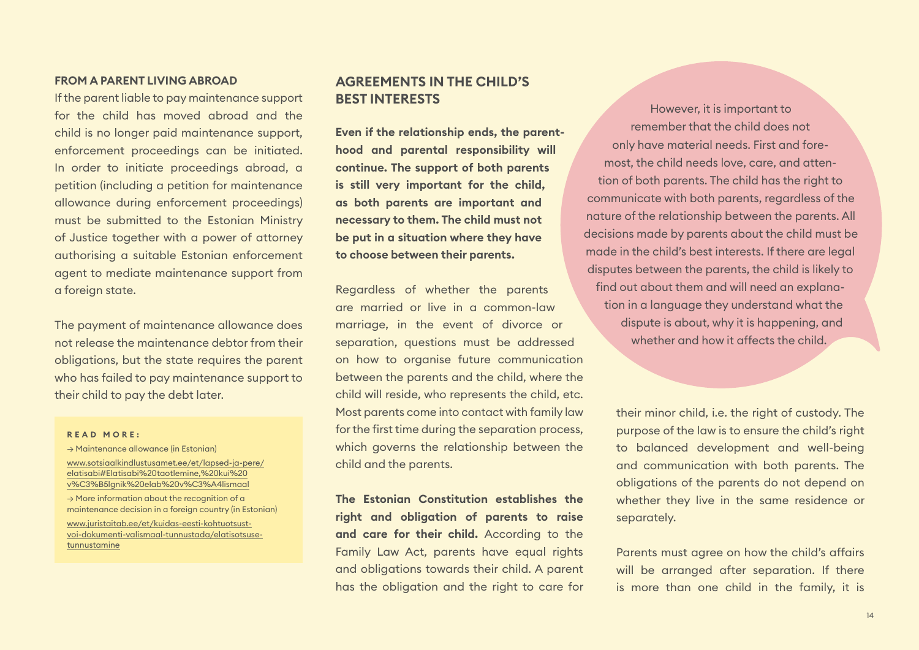**FROM A PARENT LIVING ABROAD**

If the parent liable to pay maintenance support for the child has moved abroad and the child is no longer paid maintenance support, enforcement proceedings can be initiated. In order to initiate proceedings abroad, a petition (including a petition for maintenance allowance during enforcement proceedings) must be submitted to the Estonian Ministry of Justice together with a power of attorney authorising a suitable Estonian enforcement agent to mediate maintenance support from a foreign state.

The payment of maintenance allowance does not release the maintenance debtor from their obligations, but the state requires the parent who has failed to pay maintenance support to their child to pay the debt later.

**READ MORE:**

→ Maintenance allowance (in Estonian)
www.sotsiaalkindlustusamet.ee/et/lapsed-ja-pere/elatisabi#Elatisabi%20taotlemine,%20kui%20v%C3%B5lgnik%20elab%20v%C3%A4lismaal

→ More information about the recognition of a maintenance decision in a foreign country (in Estonian)
www.juristaitab.ee/et/kuidas-eesti-kohtuotsust-voi-dokumenti-valismaal-tunnustada/elatisotsuse-tunnustamine

## AGREEMENTS IN THE CHILD'S BEST INTERESTS

**Even if the relationship ends, the parenthood and parental responsibility will continue. The support of both parents is still very important for the child, as both parents are important and necessary to them. The child must not be put in a situation where they have to choose between their parents.**

Regardless of whether the parents are married or live in a common-law marriage, in the event of divorce or separation, questions must be addressed on how to organise future communication between the parents and the child, where the child will reside, who represents the child, etc. Most parents come into contact with family law for the first time during the separation process, which governs the relationship between the child and the parents.

**The Estonian Constitution establishes the right and obligation of parents to raise and care for their child.** According to the Family Law Act, parents have equal rights and obligations towards their child. A parent has the obligation and the right to care for their minor child, i.e. the right of custody. The purpose of the law is to ensure the child's right to balanced development and well-being and communication with both parents. The obligations of the parents do not depend on whether they live in the same residence or separately.

However, it is important to remember that the child does not only have material needs. First and foremost, the child needs love, care, and attention of both parents. The child has the right to communicate with both parents, regardless of the nature of the relationship between the parents. All decisions made by parents about the child must be made in the child's best interests. If there are legal disputes between the parents, the child is likely to find out about them and will need an explanation in a language they understand what the dispute is about, why it is happening, and whether and how it affects the child.

Parents must agree on how the child's affairs will be arranged after separation. If there is more than one child in the family, it is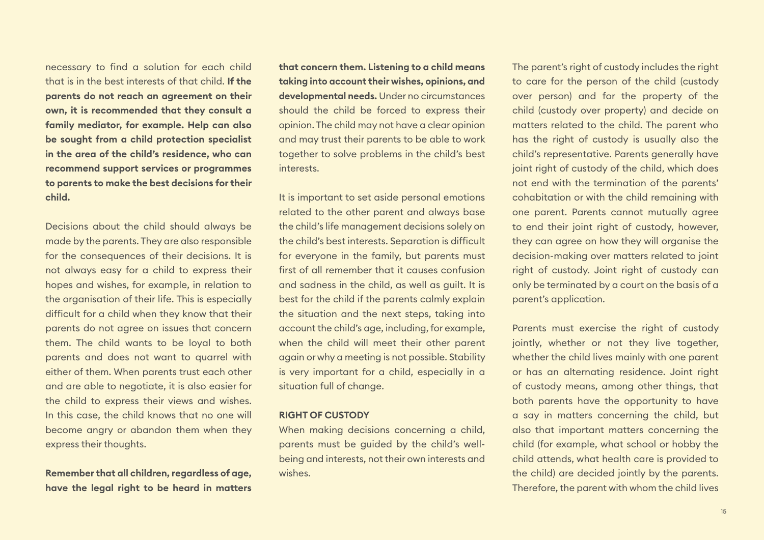necessary to find a solution for each child that is in the best interests of that child. **If the parents do not reach an agreement on their own, it is recommended that they consult a family mediator, for example. Help can also be sought from a child protection specialist in the area of the child's residence, who can recommend support services or programmes to parents to make the best decisions for their child.**

Decisions about the child should always be made by the parents. They are also responsible for the consequences of their decisions. It is not always easy for a child to express their hopes and wishes, for example, in relation to the organisation of their life. This is especially difficult for a child when they know that their parents do not agree on issues that concern them. The child wants to be loyal to both parents and does not want to quarrel with either of them. When parents trust each other and are able to negotiate, it is also easier for the child to express their views and wishes. In this case, the child knows that no one will become angry or abandon them when they express their thoughts.

**Remember that all children, regardless of age, have the legal right to be heard in matters that concern them. Listening to a child means taking into account their wishes, opinions, and developmental needs.** Under no circumstances should the child be forced to express their opinion. The child may not have a clear opinion and may trust their parents to be able to work together to solve problems in the child's best interests.

It is important to set aside personal emotions related to the other parent and always base the child's life management decisions solely on the child's best interests. Separation is difficult for everyone in the family, but parents must first of all remember that it causes confusion and sadness in the child, as well as guilt. It is best for the child if the parents calmly explain the situation and the next steps, taking into account the child's age, including, for example, when the child will meet their other parent again or why a meeting is not possible. Stability is very important for a child, especially in a situation full of change.

## RIGHT OF CUSTODY

When making decisions concerning a child, parents must be guided by the child's well-being and interests, not their own interests and wishes.

The parent's right of custody includes the right to care for the person of the child (custody over person) and for the property of the child (custody over property) and decide on matters related to the child. The parent who has the right of custody is usually also the child's representative. Parents generally have joint right of custody of the child, which does not end with the termination of the parents' cohabitation or with the child remaining with one parent. Parents cannot mutually agree to end their joint right of custody, however, they can agree on how they will organise the decision-making over matters related to joint right of custody. Joint right of custody can only be terminated by a court on the basis of a parent's application.

Parents must exercise the right of custody jointly, whether or not they live together, whether the child lives mainly with one parent or has an alternating residence. Joint right of custody means, among other things, that both parents have the opportunity to have a say in matters concerning the child, but also that important matters concerning the child (for example, what school or hobby the child attends, what health care is provided to the child) are decided jointly by the parents. Therefore, the parent with whom the child lives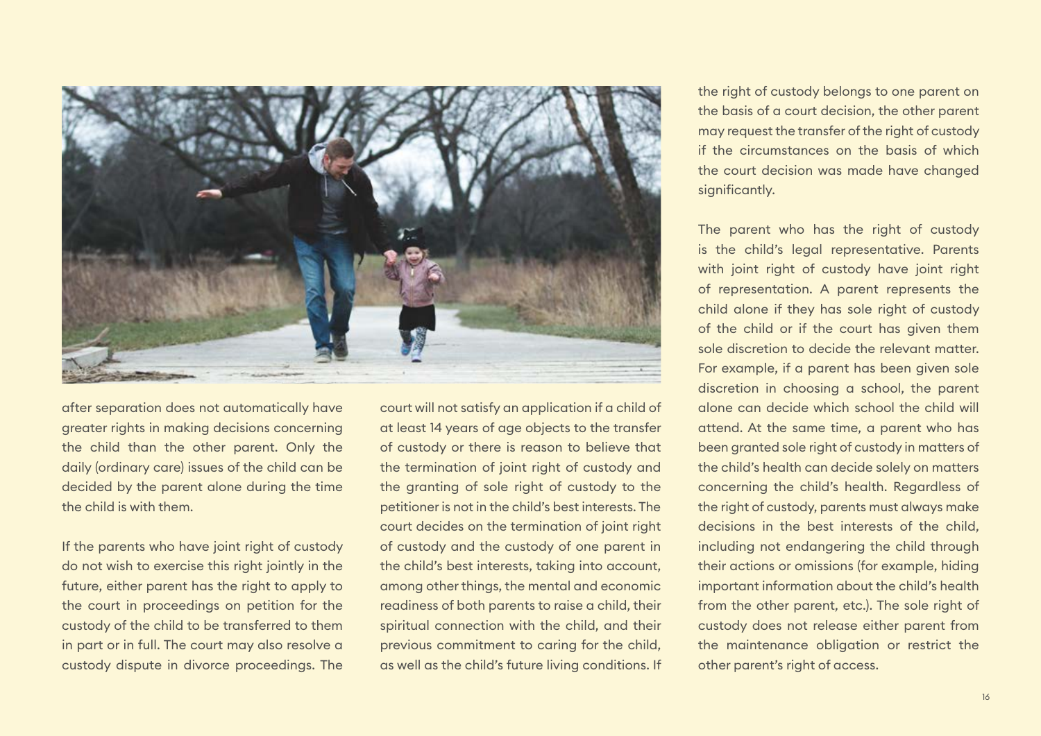after separation does not automatically have greater rights in making decisions concerning the child than the other parent. Only the daily (ordinary care) issues of the child can be decided by the parent alone during the time the child is with them.

If the parents who have joint right of custody do not wish to exercise this right jointly in the future, either parent has the right to apply to the court in proceedings on petition for the custody of the child to be transferred to them in part or in full. The court may also resolve a custody dispute in divorce proceedings. The court will not satisfy an application if a child of at least 14 years of age objects to the transfer of custody or there is reason to believe that the termination of joint right of custody and the granting of sole right of custody to the petitioner is not in the child's best interests. The court decides on the termination of joint right of custody and the custody of one parent in the child's best interests, taking into account, among other things, the mental and economic readiness of both parents to raise a child, their spiritual connection with the child, and their previous commitment to caring for the child, as well as the child's future living conditions. If the right of custody belongs to one parent on the basis of a court decision, the other parent may request the transfer of the right of custody if the circumstances on the basis of which the court decision was made have changed significantly.

The parent who has the right of custody is the child's legal representative. Parents with joint right of custody have joint right of representation. A parent represents the child alone if they has sole right of custody of the child or if the court has given them sole discretion to decide the relevant matter. For example, if a parent has been given sole discretion in choosing a school, the parent alone can decide which school the child will attend. At the same time, a parent who has been granted sole right of custody in matters of the child's health can decide solely on matters concerning the child's health. Regardless of the right of custody, parents must always make decisions in the best interests of the child, including not endangering the child through their actions or omissions (for example, hiding important information about the child's health from the other parent, etc.). The sole right of custody does not release either parent from the maintenance obligation or restrict the other parent's right of access.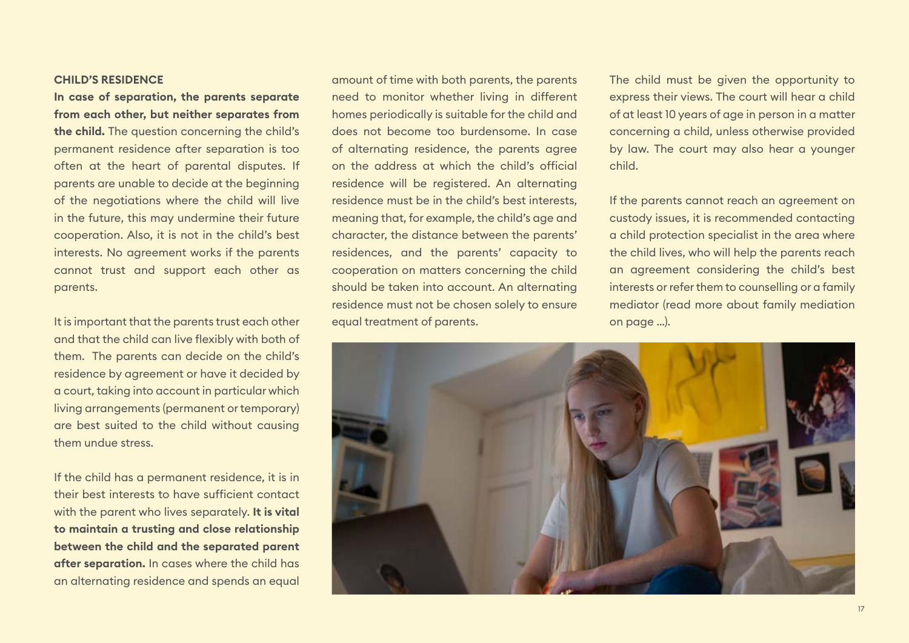### CHILD'S RESIDENCE

**In case of separation, the parents separate from each other, but neither separates from the child.** The question concerning the child's permanent residence after separation is too often at the heart of parental disputes. If parents are unable to decide at the beginning of the negotiations where the child will live in the future, this may undermine their future cooperation. Also, it is not in the child's best interests. No agreement works if the parents cannot trust and support each other as parents.

It is important that the parents trust each other and that the child can live flexibly with both of them. The parents can decide on the child's residence by agreement or have it decided by a court, taking into account in particular which living arrangements (permanent or temporary) are best suited to the child without causing them undue stress.

If the child has a permanent residence, it is in their best interests to have sufficient contact with the parent who lives separately. **It is vital to maintain a trusting and close relationship between the child and the separated parent after separation.** In cases where the child has an alternating residence and spends an equal amount of time with both parents, the parents need to monitor whether living in different homes periodically is suitable for the child and does not become too burdensome. In case of alternating residence, the parents agree on the address at which the child's official residence will be registered. An alternating residence must be in the child's best interests, meaning that, for example, the child's age and character, the distance between the parents' residences, and the parents' capacity to cooperation on matters concerning the child should be taken into account. An alternating residence must not be chosen solely to ensure equal treatment of parents.

The child must be given the opportunity to express their views. The court will hear a child of at least 10 years of age in person in a matter concerning a child, unless otherwise provided by law. The court may also hear a younger child.

If the parents cannot reach an agreement on custody issues, it is recommended contacting a child protection specialist in the area where the child lives, who will help the parents reach an agreement considering the child's best interests or refer them to counselling or a family mediator (read more about family mediation on page ...).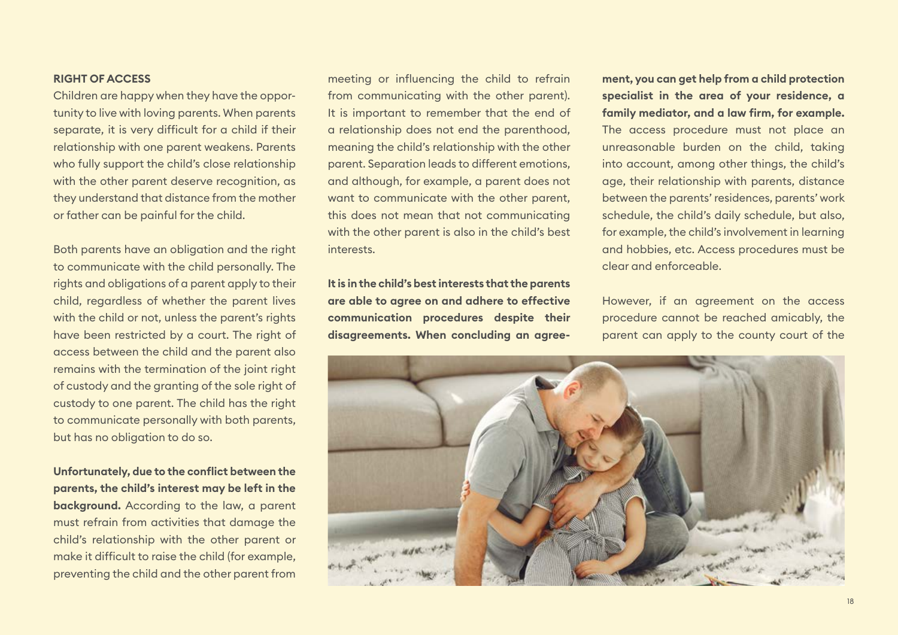**RIGHT OF ACCESS**

Children are happy when they have the opportunity to live with loving parents. When parents separate, it is very difficult for a child if their relationship with one parent weakens. Parents who fully support the child's close relationship with the other parent deserve recognition, as they understand that distance from the mother or father can be painful for the child.

Both parents have an obligation and the right to communicate with the child personally. The rights and obligations of a parent apply to their child, regardless of whether the parent lives with the child or not, unless the parent's rights have been restricted by a court. The right of access between the child and the parent also remains with the termination of the joint right of custody and the granting of the sole right of custody to one parent. The child has the right to communicate personally with both parents, but has no obligation to do so.

**Unfortunately, due to the conflict between the parents, the child's interest may be left in the background.** According to the law, a parent must refrain from activities that damage the child's relationship with the other parent or make it difficult to raise the child (for example, preventing the child and the other parent from meeting or influencing the child to refrain from communicating with the other parent). It is important to remember that the end of a relationship does not end the parenthood, meaning the child's relationship with the other parent. Separation leads to different emotions, and although, for example, a parent does not want to communicate with the other parent, this does not mean that not communicating with the other parent is also in the child's best interests.

**It is in the child's best interests that the parents are able to agree on and adhere to effective communication procedures despite their disagreements. When concluding an agreement, you can get help from a child protection specialist in the area of your residence, a family mediator, and a law firm, for example.** The access procedure must not place an unreasonable burden on the child, taking into account, among other things, the child's age, their relationship with parents, distance between the parents' residences, parents' work schedule, the child's daily schedule, but also, for example, the child's involvement in learning and hobbies, etc. Access procedures must be clear and enforceable.

However, if an agreement on the access procedure cannot be reached amicably, the parent can apply to the county court of the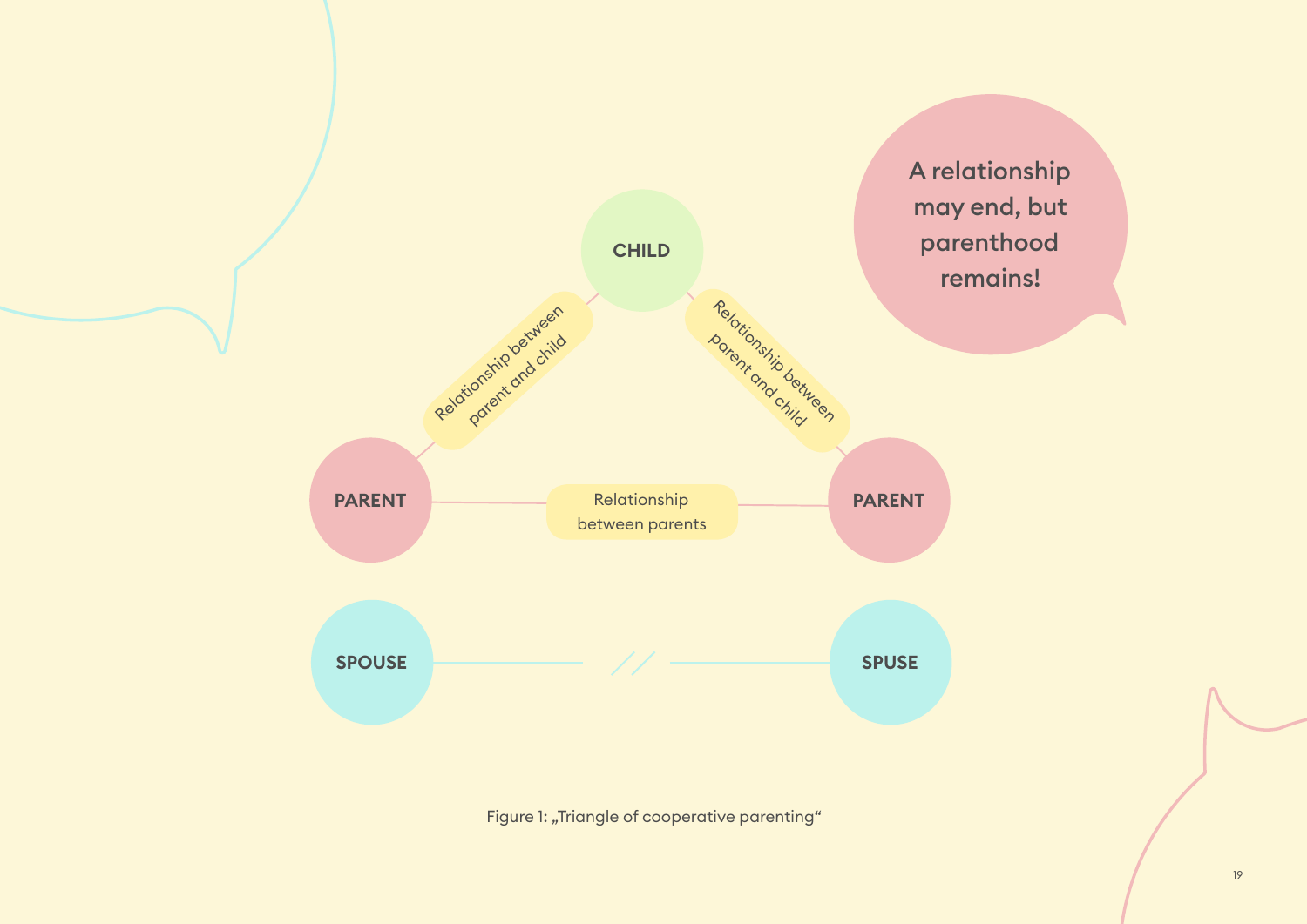A relationship may end, but parenthood remains!

CHILD

Relationship between parent and child

Relationship between parent and child

PARENT

Relationship between parents

PARENT

SPOUSE

SPUSE

Figure 1: „Triangle of cooperative parenting“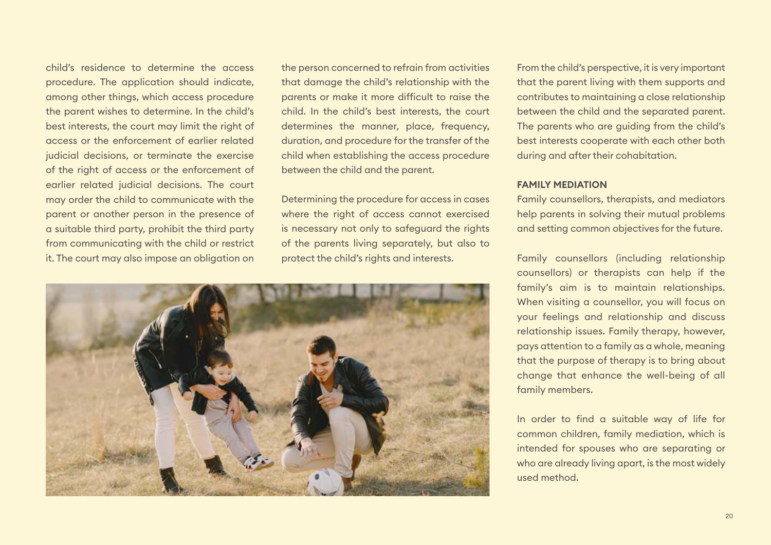child's residence to determine the access procedure. The application should indicate, among other things, which access procedure the parent wishes to determine. In the child's best interests, the court may limit the right of access or the enforcement of earlier related judicial decisions, or terminate the exercise of the right of access or the enforcement of earlier related judicial decisions. The court may order the child to communicate with the parent or another person in the presence of a suitable third party, prohibit the third party from communicating with the child or restrict it. The court may also impose an obligation on the person concerned to refrain from activities that damage the child's relationship with the parents or make it more difficult to raise the child. In the child's best interests, the court determines the manner, place, frequency, duration, and procedure for the transfer of the child when establishing the access procedure between the child and the parent.

Determining the procedure for access in cases where the right of access cannot exercised is necessary not only to safeguard the rights of the parents living separately, but also to protect the child's rights and interests.

From the child's perspective, it is very important that the parent living with them supports and contributes to maintaining a close relationship between the child and the separated parent. The parents who are guiding from the child's best interests cooperate with each other both during and after their cohabitation.

**FAMILY MEDIATION**

Family counsellors, therapists, and mediators help parents in solving their mutual problems and setting common objectives for the future.

Family counsellors (including relationship counsellors) or therapists can help if the family's aim is to maintain relationships. When visiting a counsellor, you will focus on your feelings and relationship and discuss relationship issues. Family therapy, however, pays attention to a family as a whole, meaning that the purpose of therapy is to bring about change that enhance the well-being of all family members.

In order to find a suitable way of life for common children, family mediation, which is intended for spouses who are separating or who are already living apart, is the most widely used method.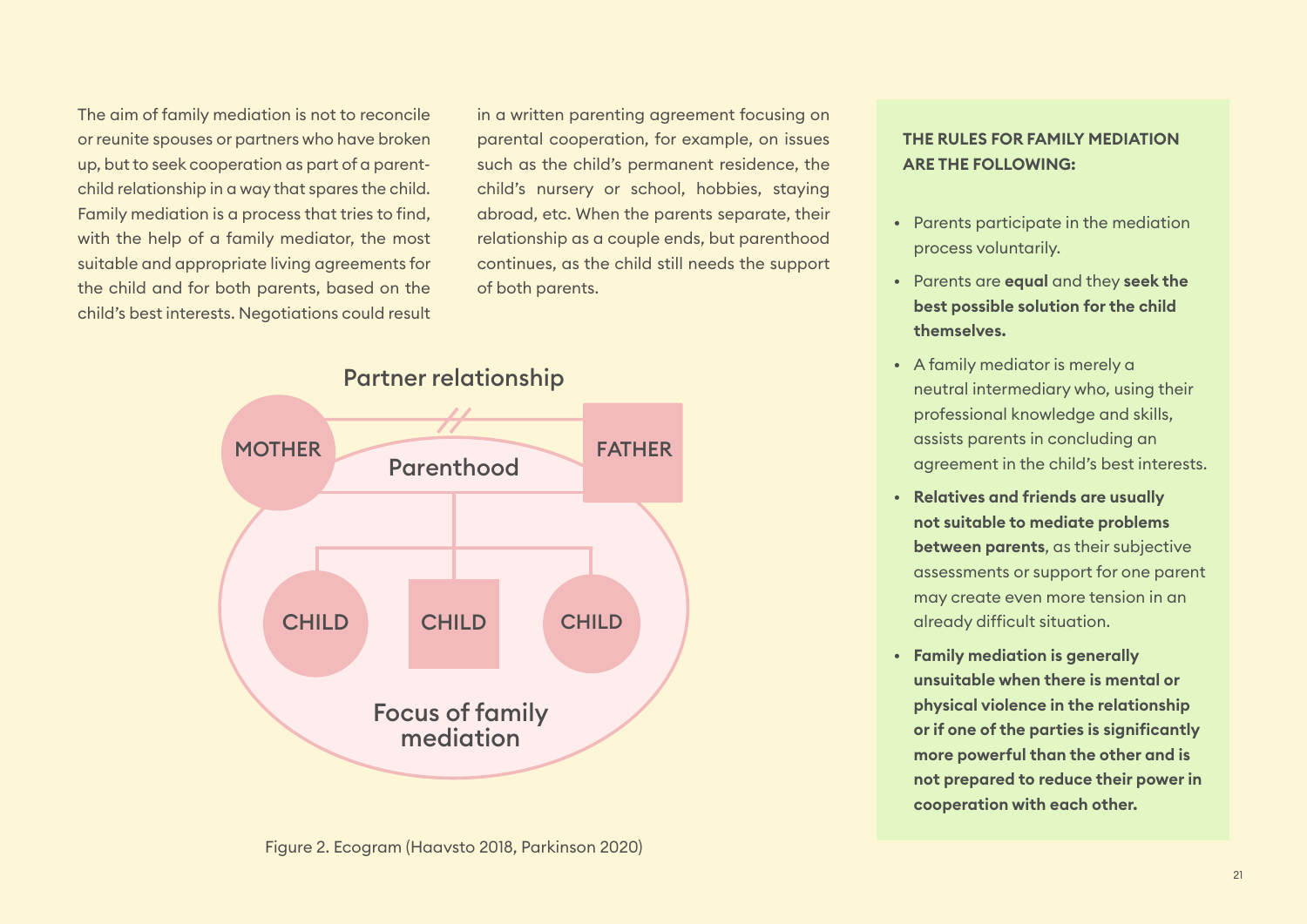The aim of family mediation is not to reconcile or reunite spouses or partners who have broken up, but to seek cooperation as part of a parent-child relationship in a way that spares the child. Family mediation is a process that tries to find, with the help of a family mediator, the most suitable and appropriate living agreements for the child and for both parents, based on the child's best interests. Negotiations could result in a written parenting agreement focusing on parental cooperation, for example, on issues such as the child's permanent residence, the child's nursery or school, hobbies, staying abroad, etc. When the parents separate, their relationship as a couple ends, but parenthood continues, as the child still needs the support of both parents.

Partner relationship

MOTHER — FATHER

Parenthood

CHILD — CHILD — CHILD

Focus of family mediation

Figure 2. Ecogram (Haavsto 2018, Parkinson 2020)

**THE RULES FOR FAMILY MEDIATION ARE THE FOLLOWING:**

- Parents participate in the mediation process voluntarily.
- Parents are **equal** and they **seek the best possible solution for the child themselves.**
- A family mediator is merely a neutral intermediary who, using their professional knowledge and skills, assists parents in concluding an agreement in the child's best interests.
- **Relatives and friends are usually not suitable to mediate problems between parents**, as their subjective assessments or support for one parent may create even more tension in an already difficult situation.
- **Family mediation is generally unsuitable when there is mental or physical violence in the relationship or if one of the parties is significantly more powerful than the other and is not prepared to reduce their power in cooperation with each other.**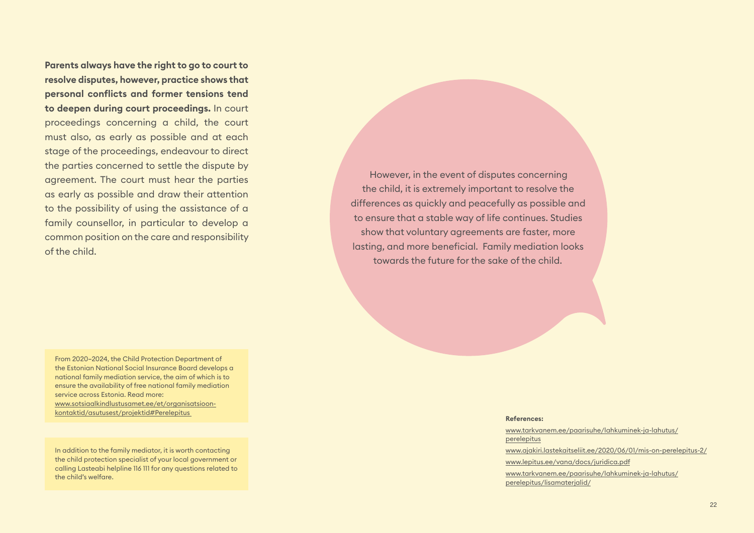**Parents always have the right to go to court to resolve disputes, however, practice shows that personal conflicts and former tensions tend to deepen during court proceedings.** In court proceedings concerning a child, the court must also, as early as possible and at each stage of the proceedings, endeavour to direct the parties concerned to settle the dispute by agreement. The court must hear the parties as early as possible and draw their attention to the possibility of using the assistance of a family counsellor, in particular to develop a common position on the care and responsibility of the child.

However, in the event of disputes concerning the child, it is extremely important to resolve the differences as quickly and peacefully as possible and to ensure that a stable way of life continues. Studies show that voluntary agreements are faster, more lasting, and more beneficial. Family mediation looks towards the future for the sake of the child.

From 2020–2024, the Child Protection Department of the Estonian National Social Insurance Board develops a national family mediation service, the aim of which is to ensure the availability of free national family mediation service across Estonia. Read more: www.sotsiaalkindlustusamet.ee/et/organisatsioon-kontaktid/asutusest/projektid#Perelepitus

In addition to the family mediator, it is worth contacting the child protection specialist of your local government or calling Lasteabi helpline 116 111 for any questions related to the child's welfare.

**References:**

www.tarkvanem.ee/paarisuhe/lahkuminek-ja-lahutus/perelepitus

www.ajakiri.lastekaitseliit.ee/2020/06/01/mis-on-perelepitus-2/

www.lepitus.ee/vana/docs/juridica.pdf

www.tarkvanem.ee/paarisuhe/lahkuminek-ja-lahutus/perelepitus/lisamaterjalid/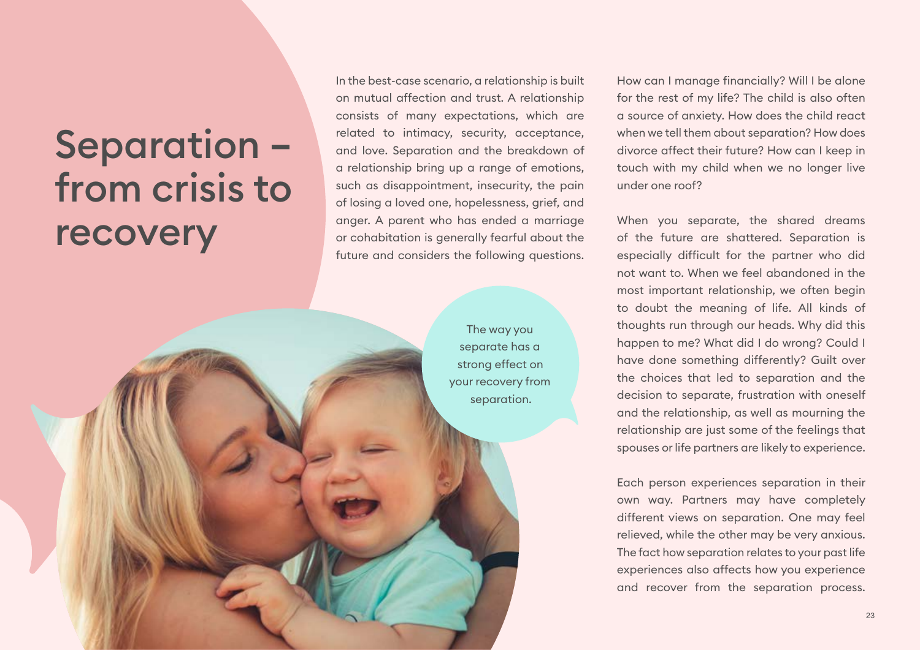# Separation – from crisis to recovery

In the best-case scenario, a relationship is built on mutual affection and trust. A relationship consists of many expectations, which are related to intimacy, security, acceptance, and love. Separation and the breakdown of a relationship bring up a range of emotions, such as disappointment, insecurity, the pain of losing a loved one, hopelessness, grief, and anger. A parent who has ended a marriage or cohabitation is generally fearful about the future and considers the following questions.

The way you separate has a strong effect on your recovery from separation.

How can I manage financially? Will I be alone for the rest of my life? The child is also often a source of anxiety. How does the child react when we tell them about separation? How does divorce affect their future? How can I keep in touch with my child when we no longer live under one roof?

When you separate, the shared dreams of the future are shattered. Separation is especially difficult for the partner who did not want to. When we feel abandoned in the most important relationship, we often begin to doubt the meaning of life. All kinds of thoughts run through our heads. Why did this happen to me? What did I do wrong? Could I have done something differently? Guilt over the choices that led to separation and the decision to separate, frustration with oneself and the relationship, as well as mourning the relationship are just some of the feelings that spouses or life partners are likely to experience.

Each person experiences separation in their own way. Partners may have completely different views on separation. One may feel relieved, while the other may be very anxious. The fact how separation relates to your past life experiences also affects how you experience and recover from the separation process.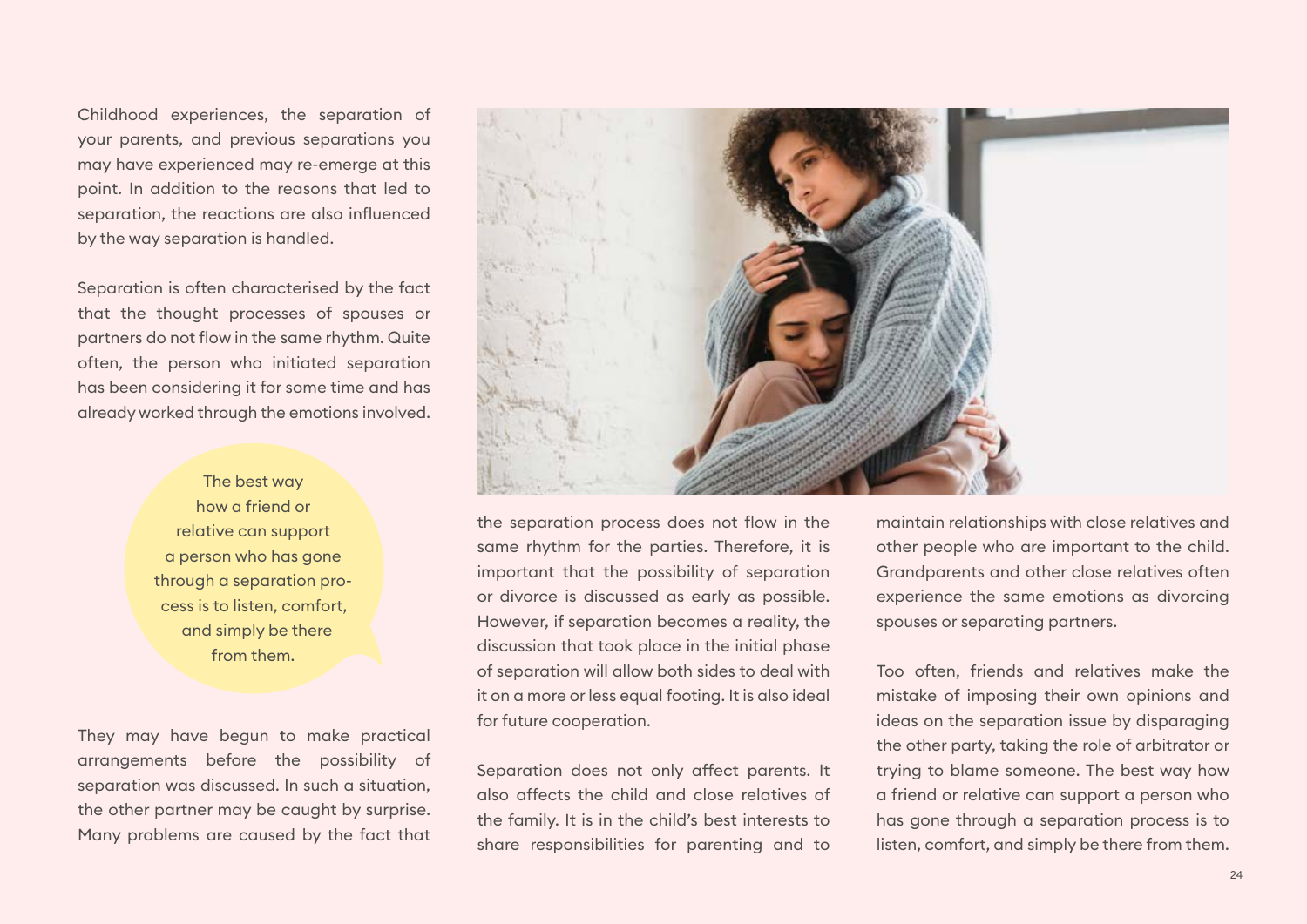Childhood experiences, the separation of your parents, and previous separations you may have experienced may re-emerge at this point. In addition to the reasons that led to separation, the reactions are also influenced by the way separation is handled.

Separation is often characterised by the fact that the thought processes of spouses or partners do not flow in the same rhythm. Quite often, the person who initiated separation has been considering it for some time and has already worked through the emotions involved.

> The best way how a friend or relative can support a person who has gone through a separation process is to listen, comfort, and simply be there from them.

They may have begun to make practical arrangements before the possibility of separation was discussed. In such a situation, the other partner may be caught by surprise. Many problems are caused by the fact that the separation process does not flow in the same rhythm for the parties. Therefore, it is important that the possibility of separation or divorce is discussed as early as possible. However, if separation becomes a reality, the discussion that took place in the initial phase of separation will allow both sides to deal with it on a more or less equal footing. It is also ideal for future cooperation.

Separation does not only affect parents. It also affects the child and close relatives of the family. It is in the child's best interests to share responsibilities for parenting and to maintain relationships with close relatives and other people who are important to the child. Grandparents and other close relatives often experience the same emotions as divorcing spouses or separating partners.

Too often, friends and relatives make the mistake of imposing their own opinions and ideas on the separation issue by disparaging the other party, taking the role of arbitrator or trying to blame someone. The best way how a friend or relative can support a person who has gone through a separation process is to listen, comfort, and simply be there from them.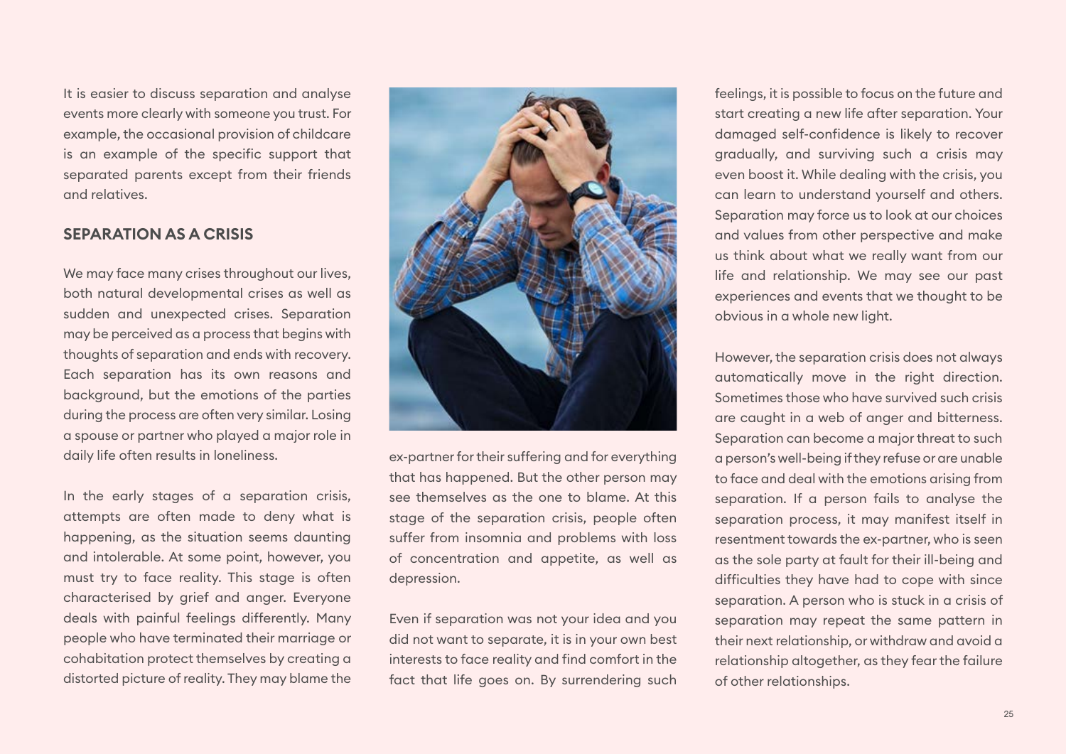It is easier to discuss separation and analyse events more clearly with someone you trust. For example, the occasional provision of childcare is an example of the specific support that separated parents except from their friends and relatives.

## SEPARATION AS A CRISIS

We may face many crises throughout our lives, both natural developmental crises as well as sudden and unexpected crises. Separation may be perceived as a process that begins with thoughts of separation and ends with recovery. Each separation has its own reasons and background, but the emotions of the parties during the process are often very similar. Losing a spouse or partner who played a major role in daily life often results in loneliness.

In the early stages of a separation crisis, attempts are often made to deny what is happening, as the situation seems daunting and intolerable. At some point, however, you must try to face reality. This stage is often characterised by grief and anger. Everyone deals with painful feelings differently. Many people who have terminated their marriage or cohabitation protect themselves by creating a distorted picture of reality. They may blame the ex-partner for their suffering and for everything that has happened. But the other person may see themselves as the one to blame. At this stage of the separation crisis, people often suffer from insomnia and problems with loss of concentration and appetite, as well as depression.

Even if separation was not your idea and you did not want to separate, it is in your own best interests to face reality and find comfort in the fact that life goes on. By surrendering such feelings, it is possible to focus on the future and start creating a new life after separation. Your damaged self-confidence is likely to recover gradually, and surviving such a crisis may even boost it. While dealing with the crisis, you can learn to understand yourself and others. Separation may force us to look at our choices and values from other perspective and make us think about what we really want from our life and relationship. We may see our past experiences and events that we thought to be obvious in a whole new light.

However, the separation crisis does not always automatically move in the right direction. Sometimes those who have survived such crisis are caught in a web of anger and bitterness. Separation can become a major threat to such a person's well-being if they refuse or are unable to face and deal with the emotions arising from separation. If a person fails to analyse the separation process, it may manifest itself in resentment towards the ex-partner, who is seen as the sole party at fault for their ill-being and difficulties they have had to cope with since separation. A person who is stuck in a crisis of separation may repeat the same pattern in their next relationship, or withdraw and avoid a relationship altogether, as they fear the failure of other relationships.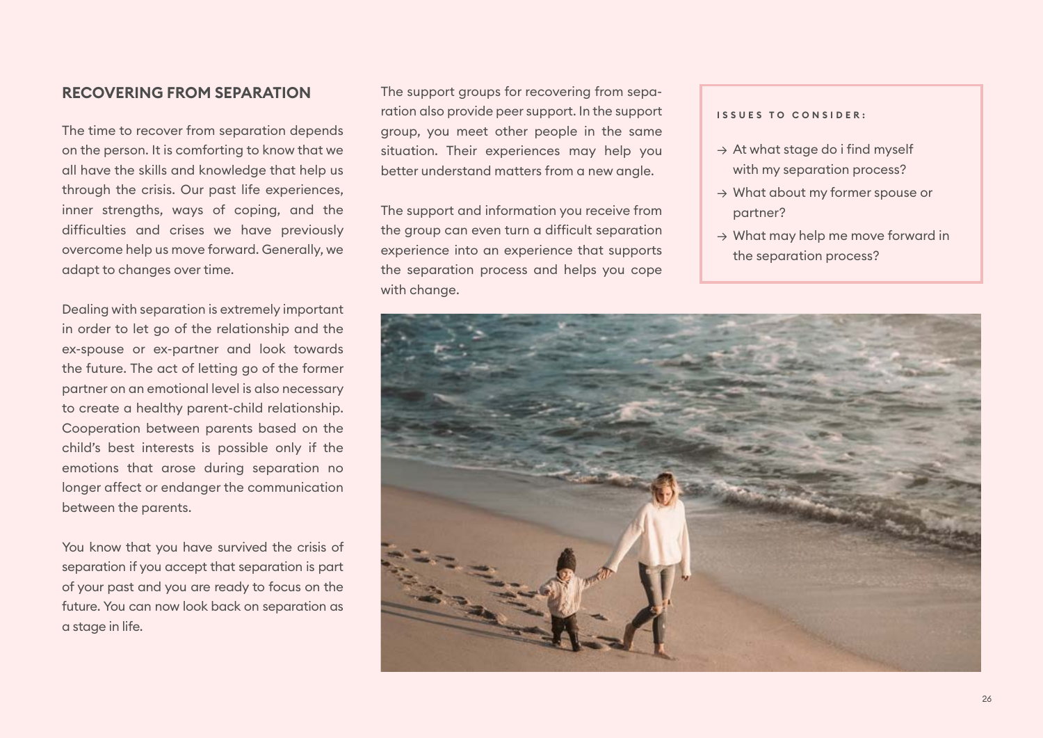## RECOVERING FROM SEPARATION

The time to recover from separation depends on the person. It is comforting to know that we all have the skills and knowledge that help us through the crisis. Our past life experiences, inner strengths, ways of coping, and the difficulties and crises we have previously overcome help us move forward. Generally, we adapt to changes over time.

Dealing with separation is extremely important in order to let go of the relationship and the ex-spouse or ex-partner and look towards the future. The act of letting go of the former partner on an emotional level is also necessary to create a healthy parent-child relationship. Cooperation between parents based on the child's best interests is possible only if the emotions that arose during separation no longer affect or endanger the communication between the parents.

You know that you have survived the crisis of separation if you accept that separation is part of your past and you are ready to focus on the future. You can now look back on separation as a stage in life.

The support groups for recovering from separation also provide peer support. In the support group, you meet other people in the same situation. Their experiences may help you better understand matters from a new angle.

The support and information you receive from the group can even turn a difficult separation experience into an experience that supports the separation process and helps you cope with change.

**ISSUES TO CONSIDER:**

- → At what stage do i find myself with my separation process?
- → What about my former spouse or partner?
- → What may help me move forward in the separation process?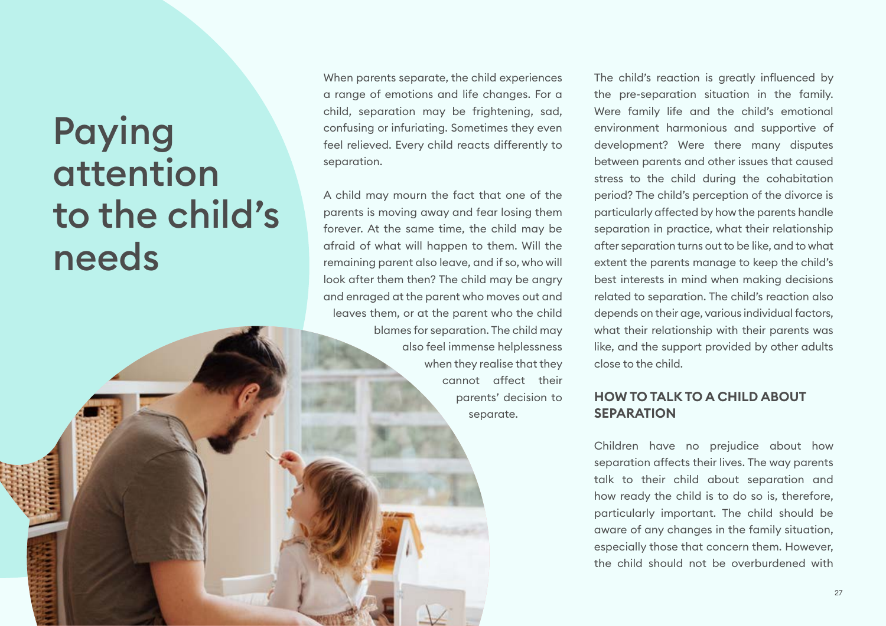# Paying attention to the child's needs

When parents separate, the child experiences a range of emotions and life changes. For a child, separation may be frightening, sad, confusing or infuriating. Sometimes they even feel relieved. Every child reacts differently to separation.

A child may mourn the fact that one of the parents is moving away and fear losing them forever. At the same time, the child may be afraid of what will happen to them. Will the remaining parent also leave, and if so, who will look after them then? The child may be angry and enraged at the parent who moves out and leaves them, or at the parent who the child blames for separation. The child may also feel immense helplessness when they realise that they cannot affect their parents' decision to separate.

The child's reaction is greatly influenced by the pre-separation situation in the family. Were family life and the child's emotional environment harmonious and supportive of development? Were there many disputes between parents and other issues that caused stress to the child during the cohabitation period? The child's perception of the divorce is particularly affected by how the parents handle separation in practice, what their relationship after separation turns out to be like, and to what extent the parents manage to keep the child's best interests in mind when making decisions related to separation. The child's reaction also depends on their age, various individual factors, what their relationship with their parents was like, and the support provided by other adults close to the child.

## HOW TO TALK TO A CHILD ABOUT SEPARATION

Children have no prejudice about how separation affects their lives. The way parents talk to their child about separation and how ready the child is to do so is, therefore, particularly important. The child should be aware of any changes in the family situation, especially those that concern them. However, the child should not be overburdened with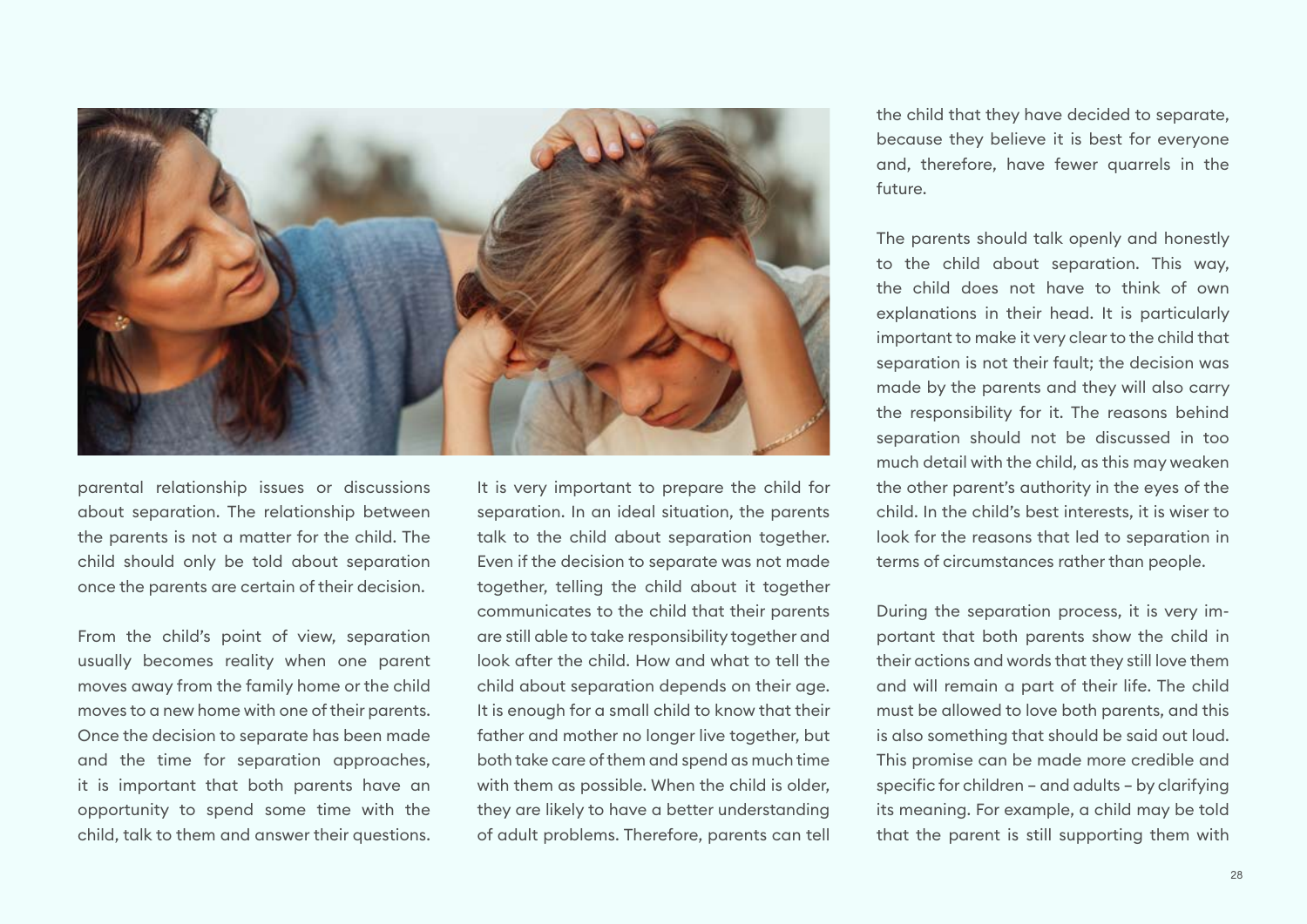parental relationship issues or discussions about separation. The relationship between the parents is not a matter for the child. The child should only be told about separation once the parents are certain of their decision.

From the child's point of view, separation usually becomes reality when one parent moves away from the family home or the child moves to a new home with one of their parents. Once the decision to separate has been made and the time for separation approaches, it is important that both parents have an opportunity to spend some time with the child, talk to them and answer their questions.

It is very important to prepare the child for separation. In an ideal situation, the parents talk to the child about separation together. Even if the decision to separate was not made together, telling the child about it together communicates to the child that their parents are still able to take responsibility together and look after the child. How and what to tell the child about separation depends on their age. It is enough for a small child to know that their father and mother no longer live together, but both take care of them and spend as much time with them as possible. When the child is older, they are likely to have a better understanding of adult problems. Therefore, parents can tell the child that they have decided to separate, because they believe it is best for everyone and, therefore, have fewer quarrels in the future.

The parents should talk openly and honestly to the child about separation. This way, the child does not have to think of own explanations in their head. It is particularly important to make it very clear to the child that separation is not their fault; the decision was made by the parents and they will also carry the responsibility for it. The reasons behind separation should not be discussed in too much detail with the child, as this may weaken the other parent's authority in the eyes of the child. In the child's best interests, it is wiser to look for the reasons that led to separation in terms of circumstances rather than people.

During the separation process, it is very important that both parents show the child in their actions and words that they still love them and will remain a part of their life. The child must be allowed to love both parents, and this is also something that should be said out loud. This promise can be made more credible and specific for children – and adults – by clarifying its meaning. For example, a child may be told that the parent is still supporting them with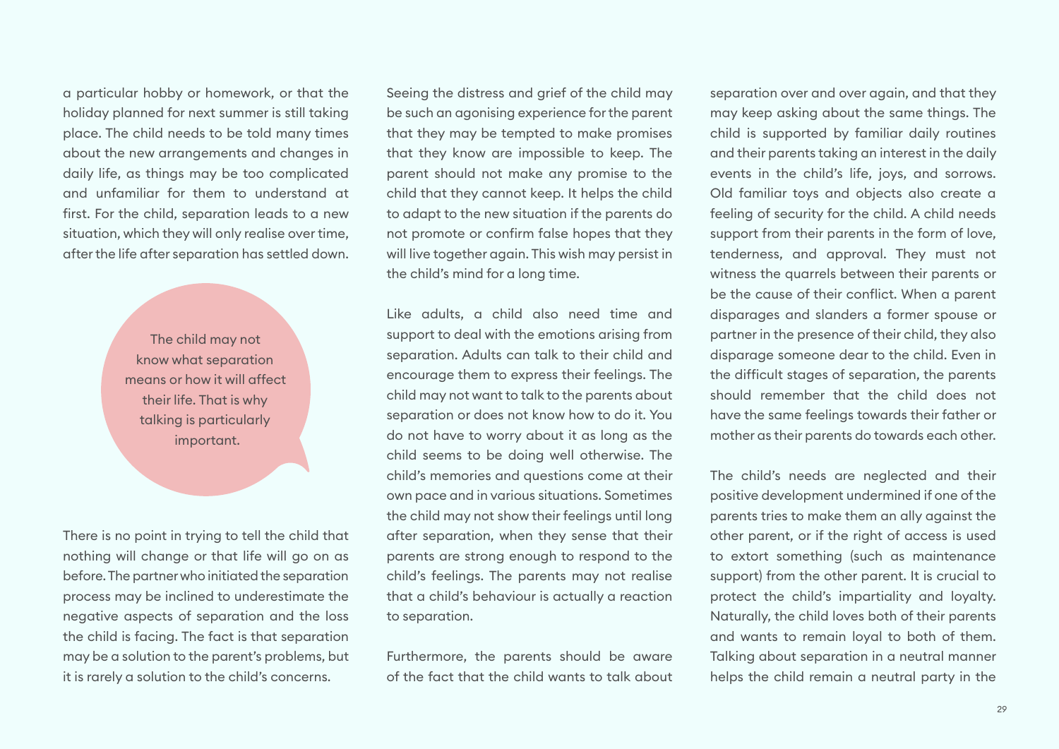a particular hobby or homework, or that the holiday planned for next summer is still taking place. The child needs to be told many times about the new arrangements and changes in daily life, as things may be too complicated and unfamiliar for them to understand at first. For the child, separation leads to a new situation, which they will only realise over time, after the life after separation has settled down.

> The child may not know what separation means or how it will affect their life. That is why talking is particularly important.

There is no point in trying to tell the child that nothing will change or that life will go on as before. The partner who initiated the separation process may be inclined to underestimate the negative aspects of separation and the loss the child is facing. The fact is that separation may be a solution to the parent's problems, but it is rarely a solution to the child's concerns.

Seeing the distress and grief of the child may be such an agonising experience for the parent that they may be tempted to make promises that they know are impossible to keep. The parent should not make any promise to the child that they cannot keep. It helps the child to adapt to the new situation if the parents do not promote or confirm false hopes that they will live together again. This wish may persist in the child's mind for a long time.

Like adults, a child also need time and support to deal with the emotions arising from separation. Adults can talk to their child and encourage them to express their feelings. The child may not want to talk to the parents about separation or does not know how to do it. You do not have to worry about it as long as the child seems to be doing well otherwise. The child's memories and questions come at their own pace and in various situations. Sometimes the child may not show their feelings until long after separation, when they sense that their parents are strong enough to respond to the child's feelings. The parents may not realise that a child's behaviour is actually a reaction to separation.

Furthermore, the parents should be aware of the fact that the child wants to talk about separation over and over again, and that they may keep asking about the same things. The child is supported by familiar daily routines and their parents taking an interest in the daily events in the child's life, joys, and sorrows. Old familiar toys and objects also create a feeling of security for the child. A child needs support from their parents in the form of love, tenderness, and approval. They must not witness the quarrels between their parents or be the cause of their conflict. When a parent disparages and slanders a former spouse or partner in the presence of their child, they also disparage someone dear to the child. Even in the difficult stages of separation, the parents should remember that the child does not have the same feelings towards their father or mother as their parents do towards each other.

The child's needs are neglected and their positive development undermined if one of the parents tries to make them an ally against the other parent, or if the right of access is used to extort something (such as maintenance support) from the other parent. It is crucial to protect the child's impartiality and loyalty. Naturally, the child loves both of their parents and wants to remain loyal to both of them. Talking about separation in a neutral manner helps the child remain a neutral party in the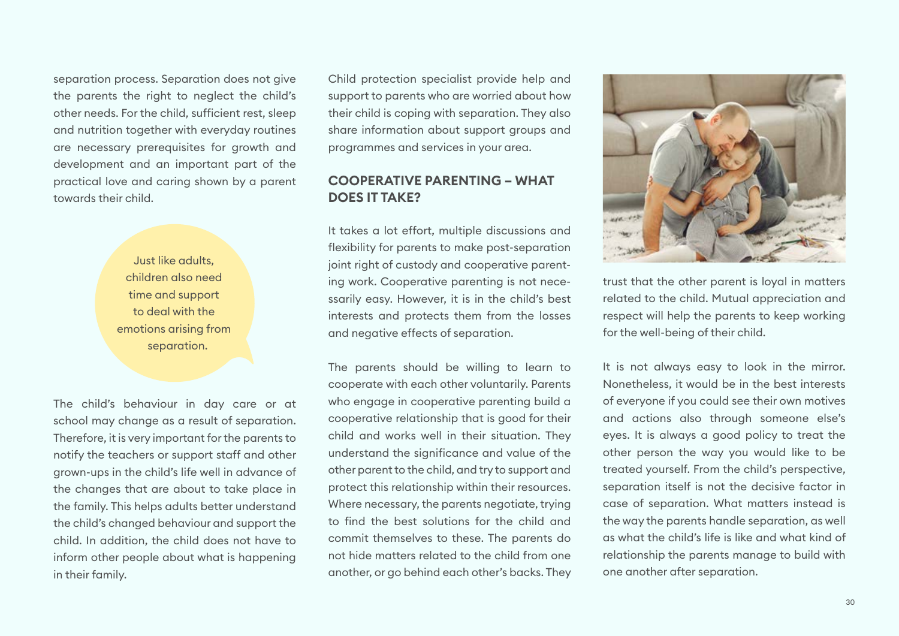separation process. Separation does not give the parents the right to neglect the child's other needs. For the child, sufficient rest, sleep and nutrition together with everyday routines are necessary prerequisites for growth and development and an important part of the practical love and caring shown by a parent towards their child.

> Just like adults, children also need time and support to deal with the emotions arising from separation.

The child's behaviour in day care or at school may change as a result of separation. Therefore, it is very important for the parents to notify the teachers or support staff and other grown-ups in the child's life well in advance of the changes that are about to take place in the family. This helps adults better understand the child's changed behaviour and support the child. In addition, the child does not have to inform other people about what is happening in their family.

Child protection specialist provide help and support to parents who are worried about how their child is coping with separation. They also share information about support groups and programmes and services in your area.

## COOPERATIVE PARENTING – WHAT DOES IT TAKE?

It takes a lot effort, multiple discussions and flexibility for parents to make post-separation joint right of custody and cooperative parenting work. Cooperative parenting is not necessarily easy. However, it is in the child's best interests and protects them from the losses and negative effects of separation.

The parents should be willing to learn to cooperate with each other voluntarily. Parents who engage in cooperative parenting build a cooperative relationship that is good for their child and works well in their situation. They understand the significance and value of the other parent to the child, and try to support and protect this relationship within their resources. Where necessary, the parents negotiate, trying to find the best solutions for the child and commit themselves to these. The parents do not hide matters related to the child from one another, or go behind each other's backs. They trust that the other parent is loyal in matters related to the child. Mutual appreciation and respect will help the parents to keep working for the well-being of their child.

It is not always easy to look in the mirror. Nonetheless, it would be in the best interests of everyone if you could see their own motives and actions also through someone else's eyes. It is always a good policy to treat the other person the way you would like to be treated yourself. From the child's perspective, separation itself is not the decisive factor in case of separation. What matters instead is the way the parents handle separation, as well as what the child's life is like and what kind of relationship the parents manage to build with one another after separation.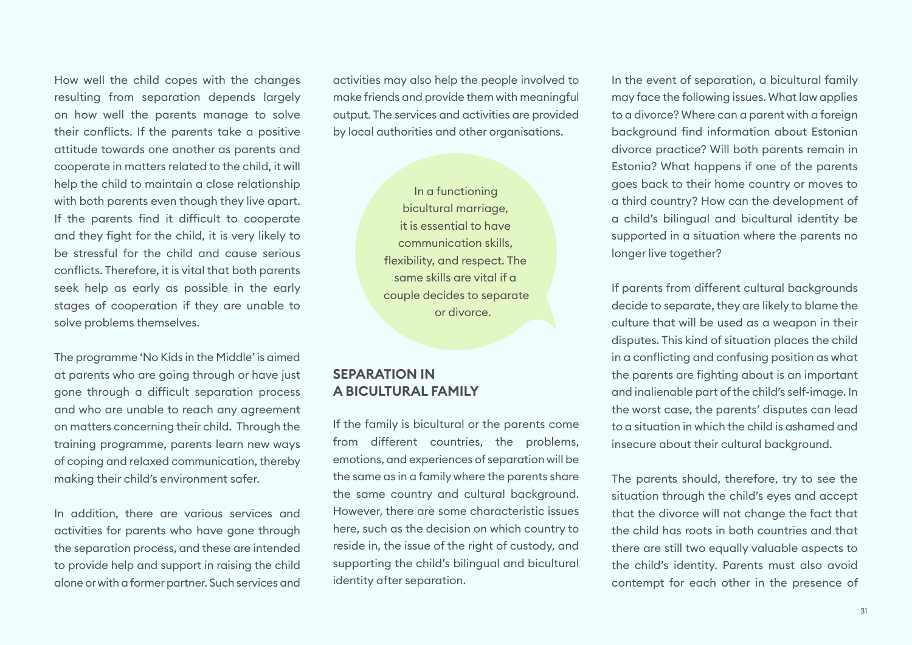How well the child copes with the changes resulting from separation depends largely on how well the parents manage to solve their conflicts. If the parents take a positive attitude towards one another as parents and cooperate in matters related to the child, it will help the child to maintain a close relationship with both parents even though they live apart. If the parents find it difficult to cooperate and they fight for the child, it is very likely to be stressful for the child and cause serious conflicts. Therefore, it is vital that both parents seek help as early as possible in the early stages of cooperation if they are unable to solve problems themselves.

The programme 'No Kids in the Middle' is aimed at parents who are going through or have just gone through a difficult separation process and who are unable to reach any agreement on matters concerning their child. Through the training programme, parents learn new ways of coping and relaxed communication, thereby making their child's environment safer.

In addition, there are various services and activities for parents who have gone through the separation process, and these are intended to provide help and support in raising the child alone or with a former partner. Such services and activities may also help the people involved to make friends and provide them with meaningful output. The services and activities are provided by local authorities and other organisations.

In a functioning bicultural marriage, it is essential to have communication skills, flexibility, and respect. The same skills are vital if a couple decides to separate or divorce.

## SEPARATION IN A BICULTURAL FAMILY

If the family is bicultural or the parents come from different countries, the problems, emotions, and experiences of separation will be the same as in a family where the parents share the same country and cultural background. However, there are some characteristic issues here, such as the decision on which country to reside in, the issue of the right of custody, and supporting the child's bilingual and bicultural identity after separation.

In the event of separation, a bicultural family may face the following issues. What law applies to a divorce? Where can a parent with a foreign background find information about Estonian divorce practice? Will both parents remain in Estonia? What happens if one of the parents goes back to their home country or moves to a third country? How can the development of a child's bilingual and bicultural identity be supported in a situation where the parents no longer live together?

If parents from different cultural backgrounds decide to separate, they are likely to blame the culture that will be used as a weapon in their disputes. This kind of situation places the child in a conflicting and confusing position as what the parents are fighting about is an important and inalienable part of the child's self-image. In the worst case, the parents' disputes can lead to a situation in which the child is ashamed and insecure about their cultural background.

The parents should, therefore, try to see the situation through the child's eyes and accept that the divorce will not change the fact that the child has roots in both countries and that there are still two equally valuable aspects to the child's identity. Parents must also avoid contempt for each other in the presence of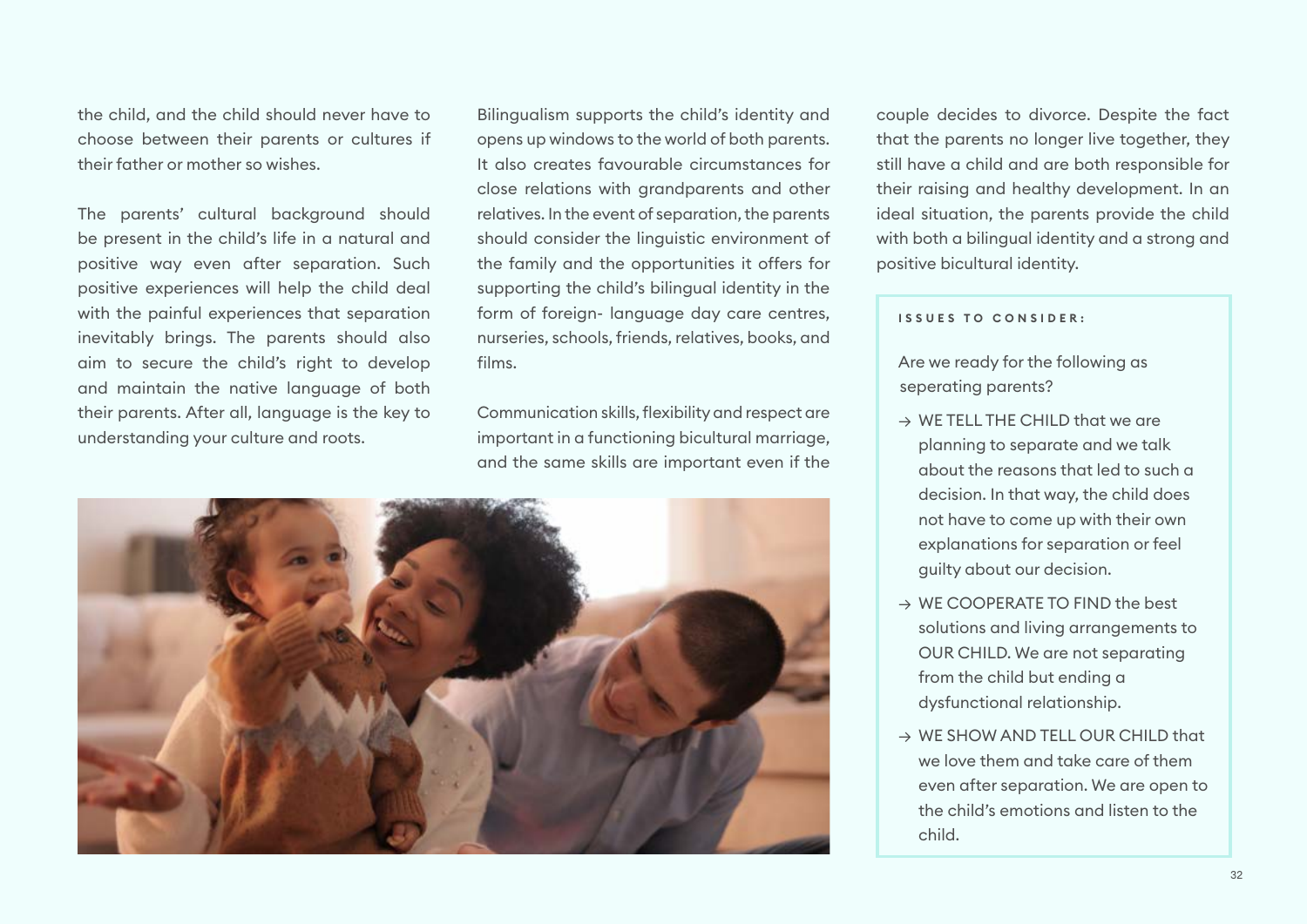the child, and the child should never have to choose between their parents or cultures if their father or mother so wishes.

The parents' cultural background should be present in the child's life in a natural and positive way even after separation. Such positive experiences will help the child deal with the painful experiences that separation inevitably brings. The parents should also aim to secure the child's right to develop and maintain the native language of both their parents. After all, language is the key to understanding your culture and roots.

Bilingualism supports the child's identity and opens up windows to the world of both parents. It also creates favourable circumstances for close relations with grandparents and other relatives. In the event of separation, the parents should consider the linguistic environment of the family and the opportunities it offers for supporting the child's bilingual identity in the form of foreign- language day care centres, nurseries, schools, friends, relatives, books, and films.

Communication skills, flexibility and respect are important in a functioning bicultural marriage, and the same skills are important even if the couple decides to divorce. Despite the fact that the parents no longer live together, they still have a child and are both responsible for their raising and healthy development. In an ideal situation, the parents provide the child with both a bilingual identity and a strong and positive bicultural identity.

**ISSUES TO CONSIDER:**

Are we ready for the following as seperating parents?

- → WE TELL THE CHILD that we are planning to separate and we talk about the reasons that led to such a decision. In that way, the child does not have to come up with their own explanations for separation or feel guilty about our decision.
- → WE COOPERATE TO FIND the best solutions and living arrangements to OUR CHILD. We are not separating from the child but ending a dysfunctional relationship.
- → WE SHOW AND TELL OUR CHILD that we love them and take care of them even after separation. We are open to the child's emotions and listen to the child.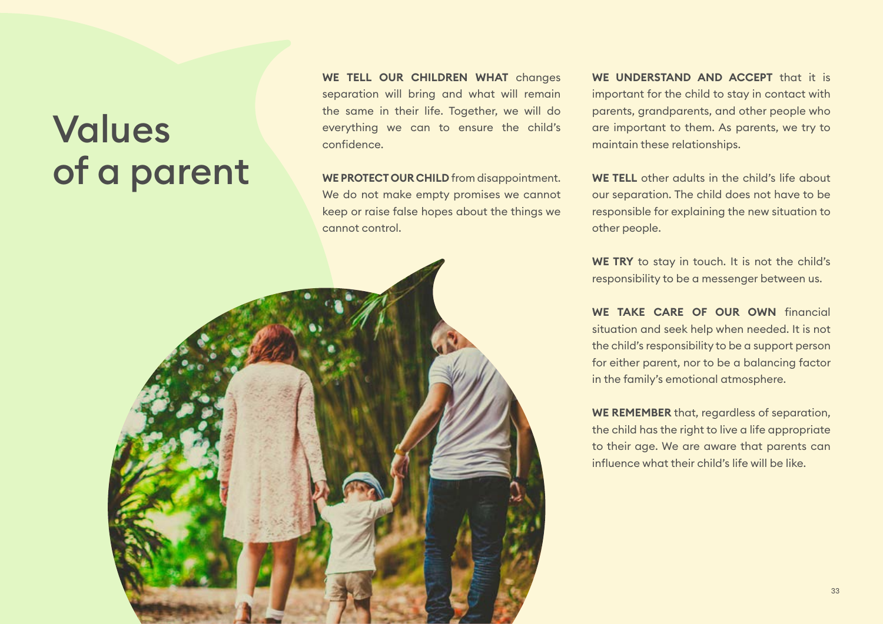# Values of a parent

**WE TELL OUR CHILDREN WHAT** changes separation will bring and what will remain the same in their life. Together, we will do everything we can to ensure the child's confidence.

**WE PROTECT OUR CHILD** from disappointment. We do not make empty promises we cannot keep or raise false hopes about the things we cannot control.

**WE UNDERSTAND AND ACCEPT** that it is important for the child to stay in contact with parents, grandparents, and other people who are important to them. As parents, we try to maintain these relationships.

**WE TELL** other adults in the child's life about our separation. The child does not have to be responsible for explaining the new situation to other people.

**WE TRY** to stay in touch. It is not the child's responsibility to be a messenger between us.

**WE TAKE CARE OF OUR OWN** financial situation and seek help when needed. It is not the child's responsibility to be a support person for either parent, nor to be a balancing factor in the family's emotional atmosphere.

**WE REMEMBER** that, regardless of separation, the child has the right to live a life appropriate to their age. We are aware that parents can influence what their child's life will be like.